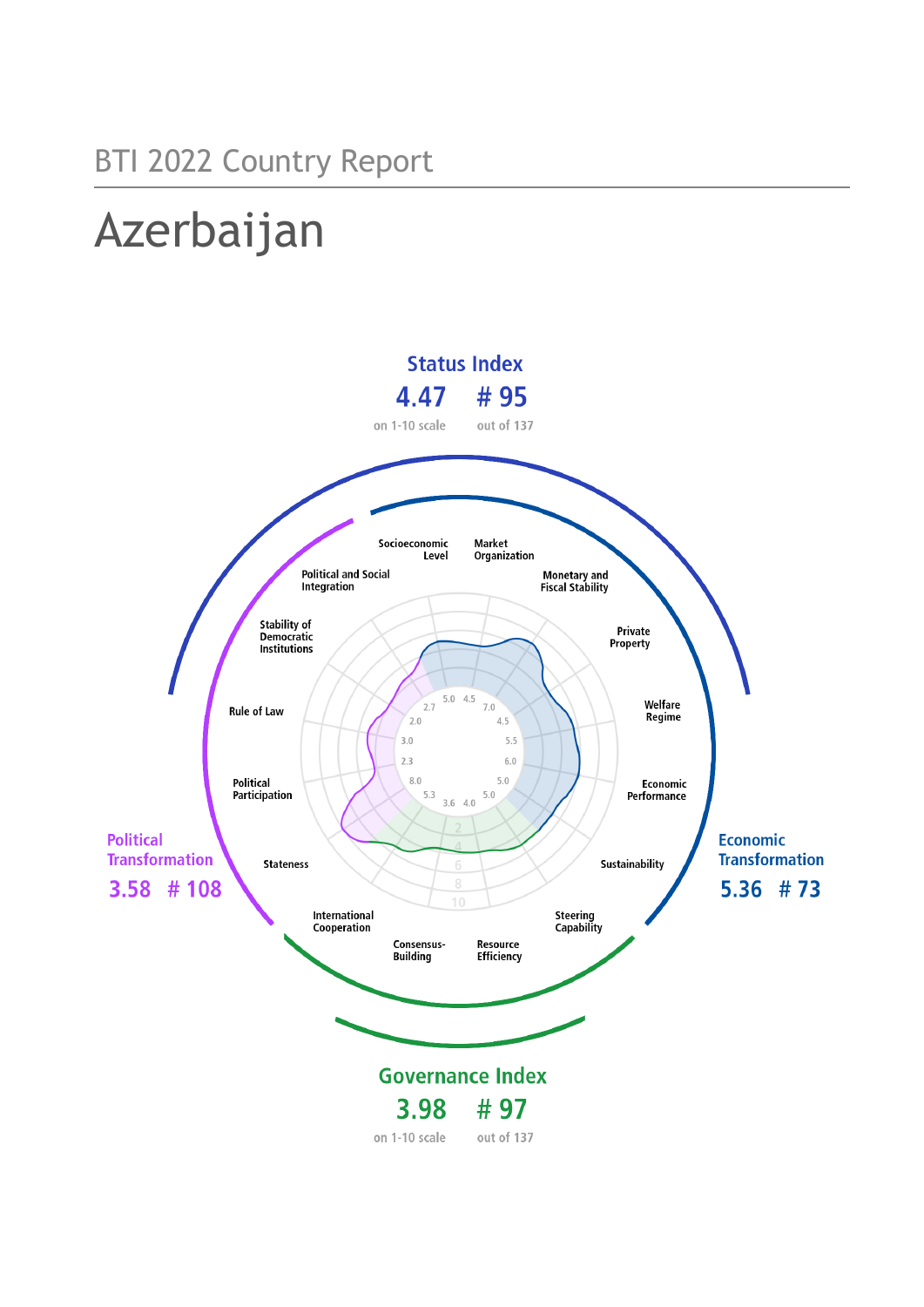BTI 2022 Country Report

# Azerbaijan

**Status Index**

**4.47** on 1-10 scale

**# 95** out of 137

**Political Transformation**

**3.58 # 108**

**Economic Transformation**

**5.36 # 73**

**Governance Index**

**3.98** on 1-10 scale

**# 97** out of 137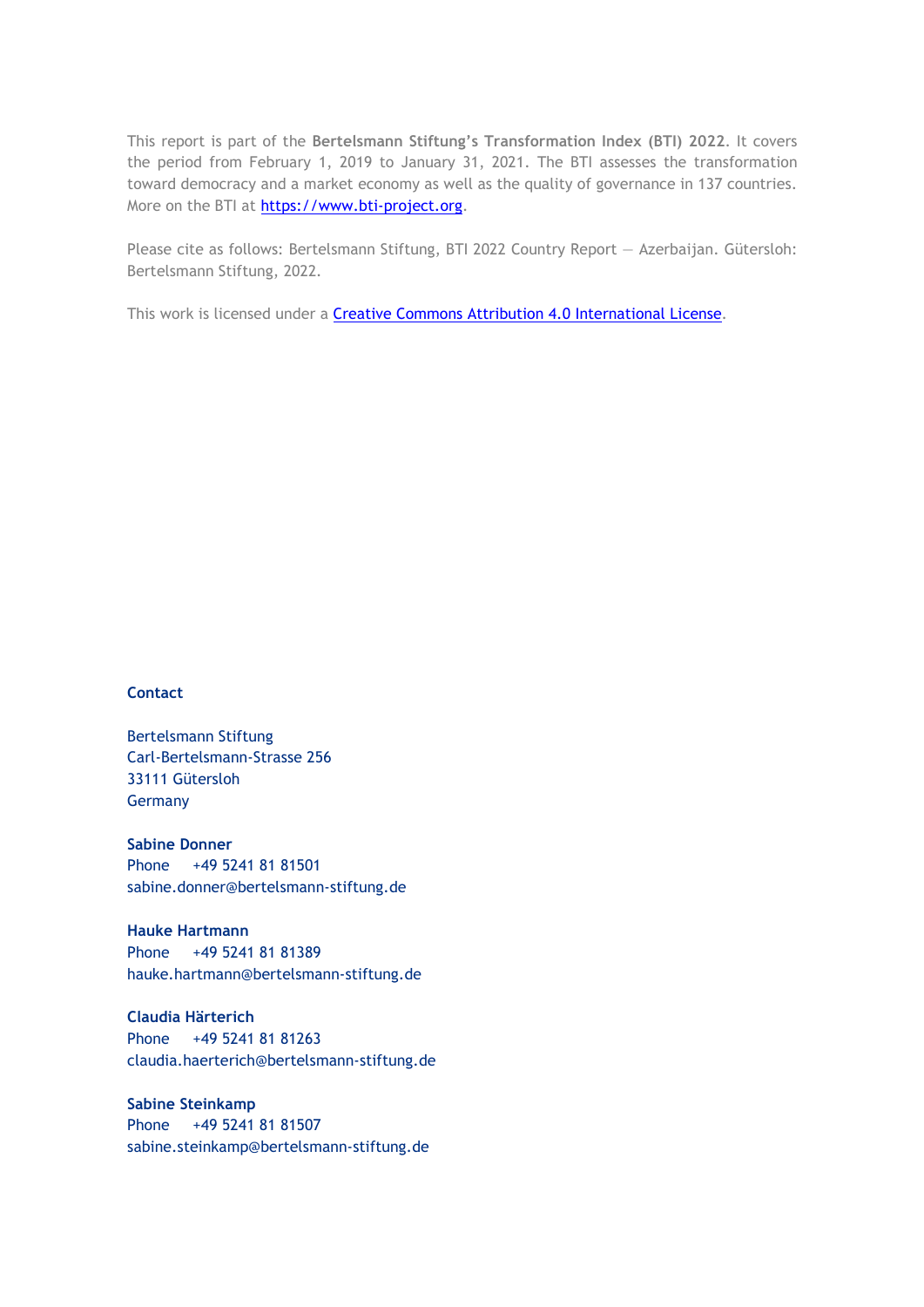This report is part of the **Bertelsmann Stiftung's Transformation Index (BTI) 2022**. It covers the period from February 1, 2019 to January 31, 2021. The BTI assesses the transformation toward democracy and a market economy as well as the quality of governance in 137 countries. More on the BTI at [https://www.bti-project.org](https://www.bti-project.org).

Please cite as follows: Bertelsmann Stiftung, BTI 2022 Country Report — Azerbaijan. Gütersloh: Bertelsmann Stiftung, 2022.

This work is licensed under a [Creative Commons Attribution 4.0 International License](https://creativecommons.org/licenses/by/4.0/).

**Contact**

Bertelsmann Stiftung
Carl-Bertelsmann-Strasse 256
33111 Gütersloh
Germany

**Sabine Donner**
Phone +49 5241 81 81501
sabine.donner@bertelsmann-stiftung.de

**Hauke Hartmann**
Phone +49 5241 81 81389
hauke.hartmann@bertelsmann-stiftung.de

**Claudia Härterich**
Phone +49 5241 81 81263
claudia.haerterich@bertelsmann-stiftung.de

**Sabine Steinkamp**
Phone +49 5241 81 81507
sabine.steinkamp@bertelsmann-stiftung.de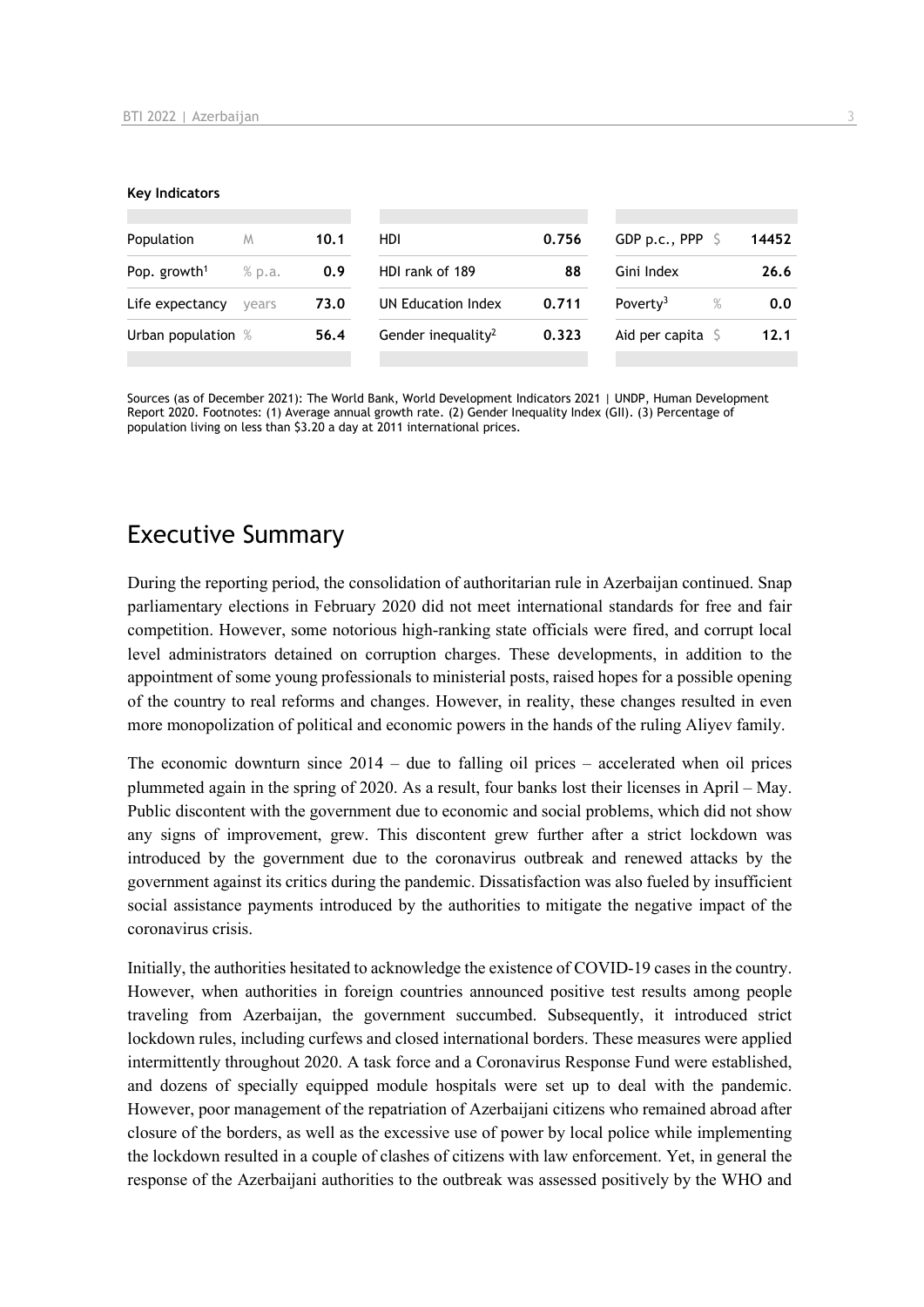**Key Indicators**

| | | | | | | | |
|---|---|---|---|---|---|---|---|
| Population | M | 10.1 | HDI | 0.756 | GDP p.c., PPP | $ | 14452 |
| Pop. growth[1] | % p.a. | 0.9 | HDI rank of 189 | 88 | Gini Index | | 26.6 |
| Life expectancy | years | 73.0 | UN Education Index | 0.711 | Poverty[3] | % | 0.0 |
| Urban population | % | 56.4 | Gender inequality[2] | 0.323 | Aid per capita | $ | 12.1 |

Sources (as of December 2021): The World Bank, World Development Indicators 2021 | UNDP, Human Development Report 2020. Footnotes: (1) Average annual growth rate. (2) Gender Inequality Index (GII). (3) Percentage of population living on less than $3.20 a day at 2011 international prices.

# Executive Summary

During the reporting period, the consolidation of authoritarian rule in Azerbaijan continued. Snap parliamentary elections in February 2020 did not meet international standards for free and fair competition. However, some notorious high-ranking state officials were fired, and corrupt local level administrators detained on corruption charges. These developments, in addition to the appointment of some young professionals to ministerial posts, raised hopes for a possible opening of the country to real reforms and changes. However, in reality, these changes resulted in even more monopolization of political and economic powers in the hands of the ruling Aliyev family.

The economic downturn since 2014 – due to falling oil prices – accelerated when oil prices plummeted again in the spring of 2020. As a result, four banks lost their licenses in April – May. Public discontent with the government due to economic and social problems, which did not show any signs of improvement, grew. This discontent grew further after a strict lockdown was introduced by the government due to the coronavirus outbreak and renewed attacks by the government against its critics during the pandemic. Dissatisfaction was also fueled by insufficient social assistance payments introduced by the authorities to mitigate the negative impact of the coronavirus crisis.

Initially, the authorities hesitated to acknowledge the existence of COVID-19 cases in the country. However, when authorities in foreign countries announced positive test results among people traveling from Azerbaijan, the government succumbed. Subsequently, it introduced strict lockdown rules, including curfews and closed international borders. These measures were applied intermittently throughout 2020. A task force and a Coronavirus Response Fund were established, and dozens of specially equipped module hospitals were set up to deal with the pandemic. However, poor management of the repatriation of Azerbaijani citizens who remained abroad after closure of the borders, as well as the excessive use of power by local police while implementing the lockdown resulted in a couple of clashes of citizens with law enforcement. Yet, in general the response of the Azerbaijani authorities to the outbreak was assessed positively by the WHO and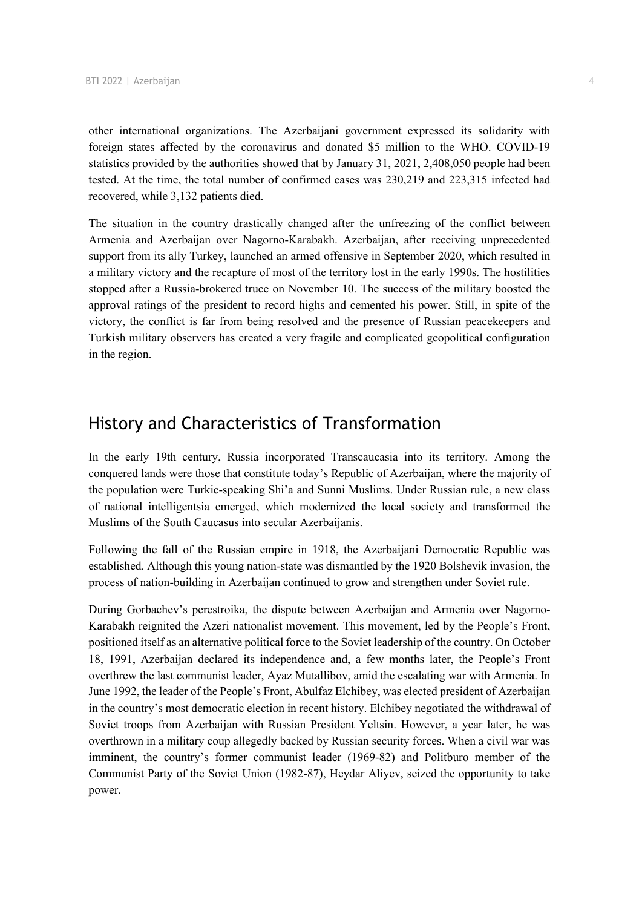other international organizations. The Azerbaijani government expressed its solidarity with foreign states affected by the coronavirus and donated $5 million to the WHO. COVID-19 statistics provided by the authorities showed that by January 31, 2021, 2,408,050 people had been tested. At the time, the total number of confirmed cases was 230,219 and 223,315 infected had recovered, while 3,132 patients died.

The situation in the country drastically changed after the unfreezing of the conflict between Armenia and Azerbaijan over Nagorno-Karabakh. Azerbaijan, after receiving unprecedented support from its ally Turkey, launched an armed offensive in September 2020, which resulted in a military victory and the recapture of most of the territory lost in the early 1990s. The hostilities stopped after a Russia-brokered truce on November 10. The success of the military boosted the approval ratings of the president to record highs and cemented his power. Still, in spite of the victory, the conflict is far from being resolved and the presence of Russian peacekeepers and Turkish military observers has created a very fragile and complicated geopolitical configuration in the region.

## History and Characteristics of Transformation

In the early 19th century, Russia incorporated Transcaucasia into its territory. Among the conquered lands were those that constitute today's Republic of Azerbaijan, where the majority of the population were Turkic-speaking Shi'a and Sunni Muslims. Under Russian rule, a new class of national intelligentsia emerged, which modernized the local society and transformed the Muslims of the South Caucasus into secular Azerbaijanis.

Following the fall of the Russian empire in 1918, the Azerbaijani Democratic Republic was established. Although this young nation-state was dismantled by the 1920 Bolshevik invasion, the process of nation-building in Azerbaijan continued to grow and strengthen under Soviet rule.

During Gorbachev's perestroika, the dispute between Azerbaijan and Armenia over Nagorno-Karabakh reignited the Azeri nationalist movement. This movement, led by the People's Front, positioned itself as an alternative political force to the Soviet leadership of the country. On October 18, 1991, Azerbaijan declared its independence and, a few months later, the People's Front overthrew the last communist leader, Ayaz Mutallibov, amid the escalating war with Armenia. In June 1992, the leader of the People's Front, Abulfaz Elchibey, was elected president of Azerbaijan in the country's most democratic election in recent history. Elchibey negotiated the withdrawal of Soviet troops from Azerbaijan with Russian President Yeltsin. However, a year later, he was overthrown in a military coup allegedly backed by Russian security forces. When a civil war was imminent, the country's former communist leader (1969-82) and Politburo member of the Communist Party of the Soviet Union (1982-87), Heydar Aliyev, seized the opportunity to take power.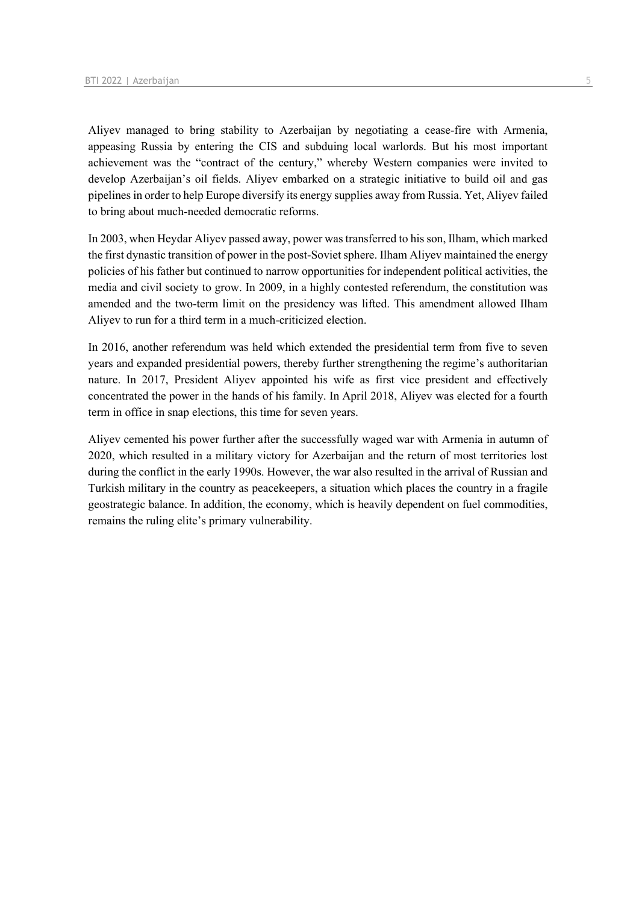Aliyev managed to bring stability to Azerbaijan by negotiating a cease-fire with Armenia, appeasing Russia by entering the CIS and subduing local warlords. But his most important achievement was the "contract of the century," whereby Western companies were invited to develop Azerbaijan's oil fields. Aliyev embarked on a strategic initiative to build oil and gas pipelines in order to help Europe diversify its energy supplies away from Russia. Yet, Aliyev failed to bring about much-needed democratic reforms.

In 2003, when Heydar Aliyev passed away, power was transferred to his son, Ilham, which marked the first dynastic transition of power in the post-Soviet sphere. Ilham Aliyev maintained the energy policies of his father but continued to narrow opportunities for independent political activities, the media and civil society to grow. In 2009, in a highly contested referendum, the constitution was amended and the two-term limit on the presidency was lifted. This amendment allowed Ilham Aliyev to run for a third term in a much-criticized election.

In 2016, another referendum was held which extended the presidential term from five to seven years and expanded presidential powers, thereby further strengthening the regime's authoritarian nature. In 2017, President Aliyev appointed his wife as first vice president and effectively concentrated the power in the hands of his family. In April 2018, Aliyev was elected for a fourth term in office in snap elections, this time for seven years.

Aliyev cemented his power further after the successfully waged war with Armenia in autumn of 2020, which resulted in a military victory for Azerbaijan and the return of most territories lost during the conflict in the early 1990s. However, the war also resulted in the arrival of Russian and Turkish military in the country as peacekeepers, a situation which places the country in a fragile geostrategic balance. In addition, the economy, which is heavily dependent on fuel commodities, remains the ruling elite's primary vulnerability.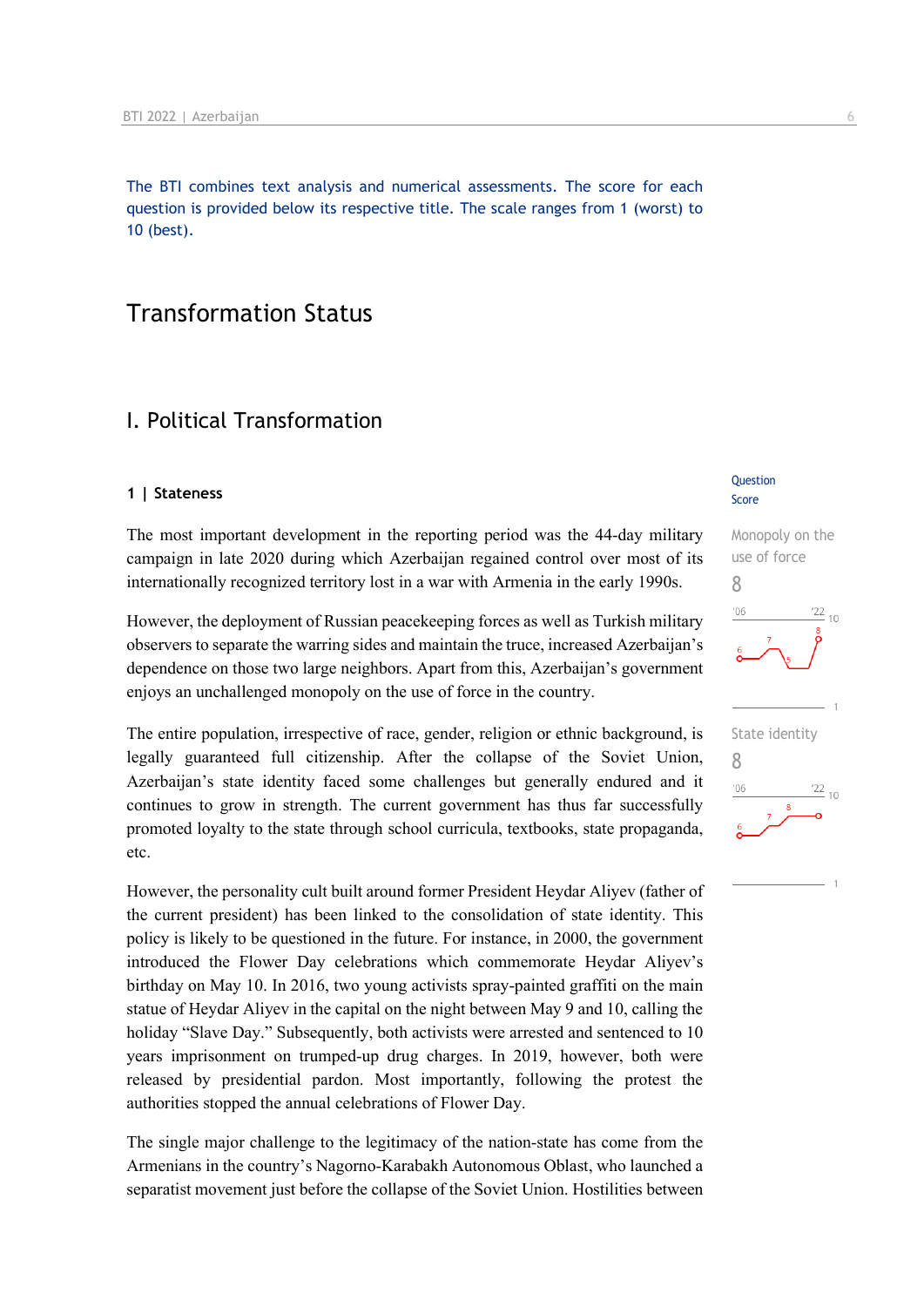The BTI combines text analysis and numerical assessments. The score for each question is provided below its respective title. The scale ranges from 1 (worst) to 10 (best).

# Transformation Status

## I. Political Transformation

### 1 | Stateness

Question
Score

The most important development in the reporting period was the 44-day military campaign in late 2020 during which Azerbaijan regained control over most of its internationally recognized territory lost in a war with Armenia in the early 1990s.

However, the deployment of Russian peacekeeping forces as well as Turkish military observers to separate the warring sides and maintain the truce, increased Azerbaijan's dependence on those two large neighbors. Apart from this, Azerbaijan's government enjoys an unchallenged monopoly on the use of force in the country.

Monopoly on the use of force
8

The entire population, irrespective of race, gender, religion or ethnic background, is legally guaranteed full citizenship. After the collapse of the Soviet Union, Azerbaijan's state identity faced some challenges but generally endured and it continues to grow in strength. The current government has thus far successfully promoted loyalty to the state through school curricula, textbooks, state propaganda, etc.

State identity
8

However, the personality cult built around former President Heydar Aliyev (father of the current president) has been linked to the consolidation of state identity. This policy is likely to be questioned in the future. For instance, in 2000, the government introduced the Flower Day celebrations which commemorate Heydar Aliyev's birthday on May 10. In 2016, two young activists spray-painted graffiti on the main statue of Heydar Aliyev in the capital on the night between May 9 and 10, calling the holiday "Slave Day." Subsequently, both activists were arrested and sentenced to 10 years imprisonment on trumped-up drug charges. In 2019, however, both were released by presidential pardon. Most importantly, following the protest the authorities stopped the annual celebrations of Flower Day.

The single major challenge to the legitimacy of the nation-state has come from the Armenians in the country's Nagorno-Karabakh Autonomous Oblast, who launched a separatist movement just before the collapse of the Soviet Union. Hostilities between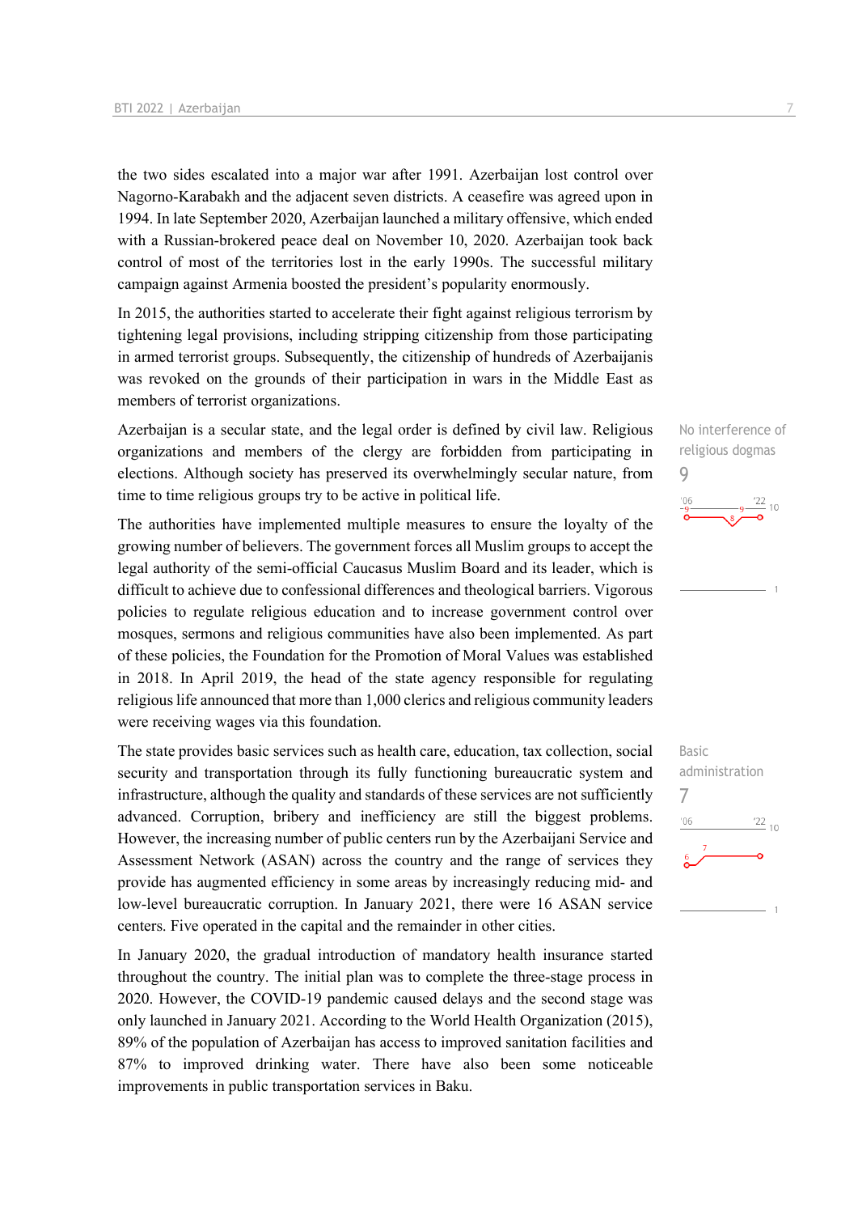the two sides escalated into a major war after 1991. Azerbaijan lost control over Nagorno-Karabakh and the adjacent seven districts. A ceasefire was agreed upon in 1994. In late September 2020, Azerbaijan launched a military offensive, which ended with a Russian-brokered peace deal on November 10, 2020. Azerbaijan took back control of most of the territories lost in the early 1990s. The successful military campaign against Armenia boosted the president's popularity enormously.

In 2015, the authorities started to accelerate their fight against religious terrorism by tightening legal provisions, including stripping citizenship from those participating in armed terrorist groups. Subsequently, the citizenship of hundreds of Azerbaijanis was revoked on the grounds of their participation in wars in the Middle East as members of terrorist organizations.

No interference of religious dogmas

9

Azerbaijan is a secular state, and the legal order is defined by civil law. Religious organizations and members of the clergy are forbidden from participating in elections. Although society has preserved its overwhelmingly secular nature, from time to time religious groups try to be active in political life.

The authorities have implemented multiple measures to ensure the loyalty of the growing number of believers. The government forces all Muslim groups to accept the legal authority of the semi-official Caucasus Muslim Board and its leader, which is difficult to achieve due to confessional differences and theological barriers. Vigorous policies to regulate religious education and to increase government control over mosques, sermons and religious communities have also been implemented. As part of these policies, the Foundation for the Promotion of Moral Values was established in 2018. In April 2019, the head of the state agency responsible for regulating religious life announced that more than 1,000 clerics and religious community leaders were receiving wages via this foundation.

Basic administration

7

The state provides basic services such as health care, education, tax collection, social security and transportation through its fully functioning bureaucratic system and infrastructure, although the quality and standards of these services are not sufficiently advanced. Corruption, bribery and inefficiency are still the biggest problems. However, the increasing number of public centers run by the Azerbaijani Service and Assessment Network (ASAN) across the country and the range of services they provide has augmented efficiency in some areas by increasingly reducing mid- and low-level bureaucratic corruption. In January 2021, there were 16 ASAN service centers. Five operated in the capital and the remainder in other cities.

In January 2020, the gradual introduction of mandatory health insurance started throughout the country. The initial plan was to complete the three-stage process in 2020. However, the COVID-19 pandemic caused delays and the second stage was only launched in January 2021. According to the World Health Organization (2015), 89% of the population of Azerbaijan has access to improved sanitation facilities and 87% to improved drinking water. There have also been some noticeable improvements in public transportation services in Baku.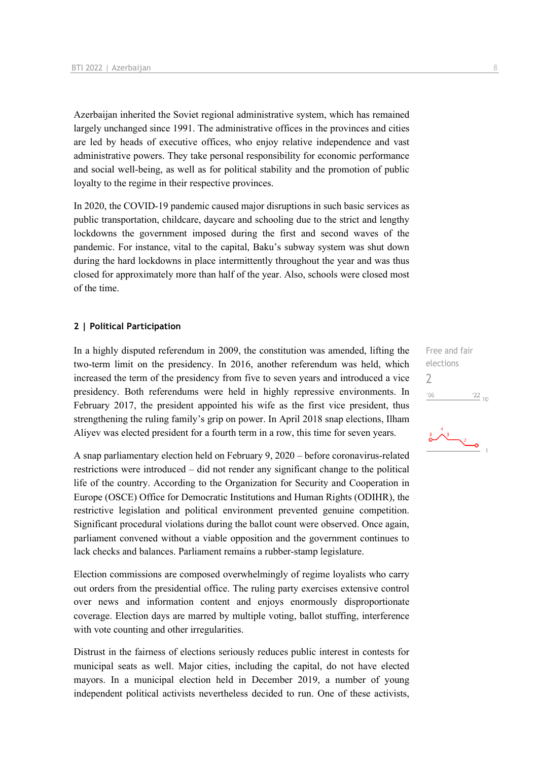Azerbaijan inherited the Soviet regional administrative system, which has remained largely unchanged since 1991. The administrative offices in the provinces and cities are led by heads of executive offices, who enjoy relative independence and vast administrative powers. They take personal responsibility for economic performance and social well-being, as well as for political stability and the promotion of public loyalty to the regime in their respective provinces.

In 2020, the COVID-19 pandemic caused major disruptions in such basic services as public transportation, childcare, daycare and schooling due to the strict and lengthy lockdowns the government imposed during the first and second waves of the pandemic. For instance, vital to the capital, Baku's subway system was shut down during the hard lockdowns in place intermittently throughout the year and was thus closed for approximately more than half of the year. Also, schools were closed most of the time.

## 2 | Political Participation

Free and fair elections

2

In a highly disputed referendum in 2009, the constitution was amended, lifting the two-term limit on the presidency. In 2016, another referendum was held, which increased the term of the presidency from five to seven years and introduced a vice presidency. Both referendums were held in highly repressive environments. In February 2017, the president appointed his wife as the first vice president, thus strengthening the ruling family's grip on power. In April 2018 snap elections, Ilham Aliyev was elected president for a fourth term in a row, this time for seven years.

A snap parliamentary election held on February 9, 2020 – before coronavirus-related restrictions were introduced – did not render any significant change to the political life of the country. According to the Organization for Security and Cooperation in Europe (OSCE) Office for Democratic Institutions and Human Rights (ODIHR), the restrictive legislation and political environment prevented genuine competition. Significant procedural violations during the ballot count were observed. Once again, parliament convened without a viable opposition and the government continues to lack checks and balances. Parliament remains a rubber-stamp legislature.

Election commissions are composed overwhelmingly of regime loyalists who carry out orders from the presidential office. The ruling party exercises extensive control over news and information content and enjoys enormously disproportionate coverage. Election days are marred by multiple voting, ballot stuffing, interference with vote counting and other irregularities.

Distrust in the fairness of elections seriously reduces public interest in contests for municipal seats as well. Major cities, including the capital, do not have elected mayors. In a municipal election held in December 2019, a number of young independent political activists nevertheless decided to run. One of these activists,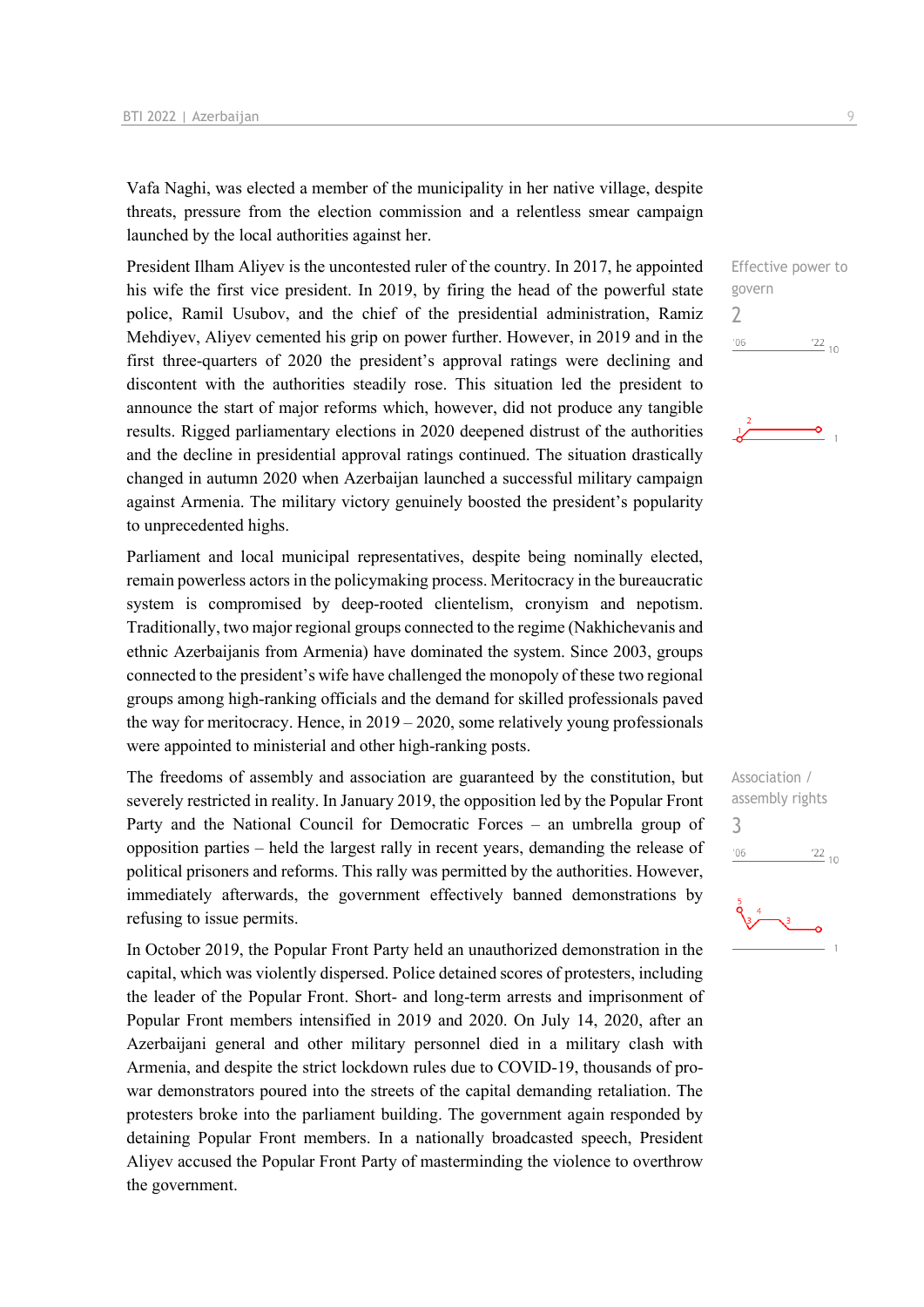Vafa Naghi, was elected a member of the municipality in her native village, despite threats, pressure from the election commission and a relentless smear campaign launched by the local authorities against her.

Effective power to govern
2

President Ilham Aliyev is the uncontested ruler of the country. In 2017, he appointed his wife the first vice president. In 2019, by firing the head of the powerful state police, Ramil Usubov, and the chief of the presidential administration, Ramiz Mehdiyev, Aliyev cemented his grip on power further. However, in 2019 and in the first three-quarters of 2020 the president's approval ratings were declining and discontent with the authorities steadily rose. This situation led the president to announce the start of major reforms which, however, did not produce any tangible results. Rigged parliamentary elections in 2020 deepened distrust of the authorities and the decline in presidential approval ratings continued. The situation drastically changed in autumn 2020 when Azerbaijan launched a successful military campaign against Armenia. The military victory genuinely boosted the president's popularity to unprecedented highs.

Parliament and local municipal representatives, despite being nominally elected, remain powerless actors in the policymaking process. Meritocracy in the bureaucratic system is compromised by deep-rooted clientelism, cronyism and nepotism. Traditionally, two major regional groups connected to the regime (Nakhichevanis and ethnic Azerbaijanis from Armenia) have dominated the system. Since 2003, groups connected to the president's wife have challenged the monopoly of these two regional groups among high-ranking officials and the demand for skilled professionals paved the way for meritocracy. Hence, in 2019 – 2020, some relatively young professionals were appointed to ministerial and other high-ranking posts.

Association / assembly rights
3

The freedoms of assembly and association are guaranteed by the constitution, but severely restricted in reality. In January 2019, the opposition led by the Popular Front Party and the National Council for Democratic Forces – an umbrella group of opposition parties – held the largest rally in recent years, demanding the release of political prisoners and reforms. This rally was permitted by the authorities. However, immediately afterwards, the government effectively banned demonstrations by refusing to issue permits.

In October 2019, the Popular Front Party held an unauthorized demonstration in the capital, which was violently dispersed. Police detained scores of protesters, including the leader of the Popular Front. Short- and long-term arrests and imprisonment of Popular Front members intensified in 2019 and 2020. On July 14, 2020, after an Azerbaijani general and other military personnel died in a military clash with Armenia, and despite the strict lockdown rules due to COVID-19, thousands of pro-war demonstrators poured into the streets of the capital demanding retaliation. The protesters broke into the parliament building. The government again responded by detaining Popular Front members. In a nationally broadcasted speech, President Aliyev accused the Popular Front Party of masterminding the violence to overthrow the government.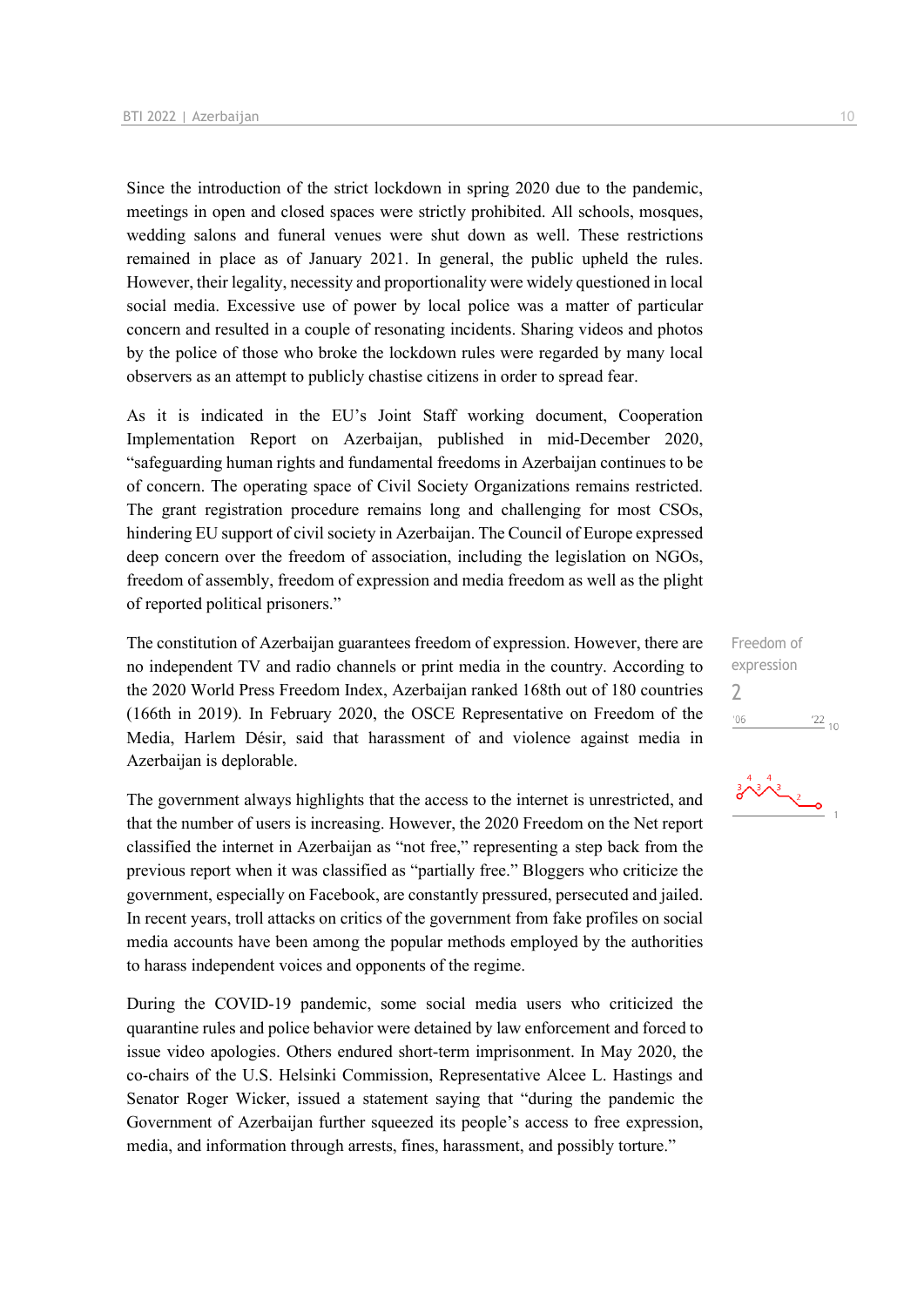Since the introduction of the strict lockdown in spring 2020 due to the pandemic, meetings in open and closed spaces were strictly prohibited. All schools, mosques, wedding salons and funeral venues were shut down as well. These restrictions remained in place as of January 2021. In general, the public upheld the rules. However, their legality, necessity and proportionality were widely questioned in local social media. Excessive use of power by local police was a matter of particular concern and resulted in a couple of resonating incidents. Sharing videos and photos by the police of those who broke the lockdown rules were regarded by many local observers as an attempt to publicly chastise citizens in order to spread fear.

As it is indicated in the EU's Joint Staff working document, Cooperation Implementation Report on Azerbaijan, published in mid-December 2020, "safeguarding human rights and fundamental freedoms in Azerbaijan continues to be of concern. The operating space of Civil Society Organizations remains restricted. The grant registration procedure remains long and challenging for most CSOs, hindering EU support of civil society in Azerbaijan. The Council of Europe expressed deep concern over the freedom of association, including the legislation on NGOs, freedom of assembly, freedom of expression and media freedom as well as the plight of reported political prisoners."

Freedom of expression
2

The constitution of Azerbaijan guarantees freedom of expression. However, there are no independent TV and radio channels or print media in the country. According to the 2020 World Press Freedom Index, Azerbaijan ranked 168th out of 180 countries (166th in 2019). In February 2020, the OSCE Representative on Freedom of the Media, Harlem Désir, said that harassment of and violence against media in Azerbaijan is deplorable.

The government always highlights that the access to the internet is unrestricted, and that the number of users is increasing. However, the 2020 Freedom on the Net report classified the internet in Azerbaijan as "not free," representing a step back from the previous report when it was classified as "partially free." Bloggers who criticize the government, especially on Facebook, are constantly pressured, persecuted and jailed. In recent years, troll attacks on critics of the government from fake profiles on social media accounts have been among the popular methods employed by the authorities to harass independent voices and opponents of the regime.

During the COVID-19 pandemic, some social media users who criticized the quarantine rules and police behavior were detained by law enforcement and forced to issue video apologies. Others endured short-term imprisonment. In May 2020, the co-chairs of the U.S. Helsinki Commission, Representative Alcee L. Hastings and Senator Roger Wicker, issued a statement saying that "during the pandemic the Government of Azerbaijan further squeezed its people's access to free expression, media, and information through arrests, fines, harassment, and possibly torture."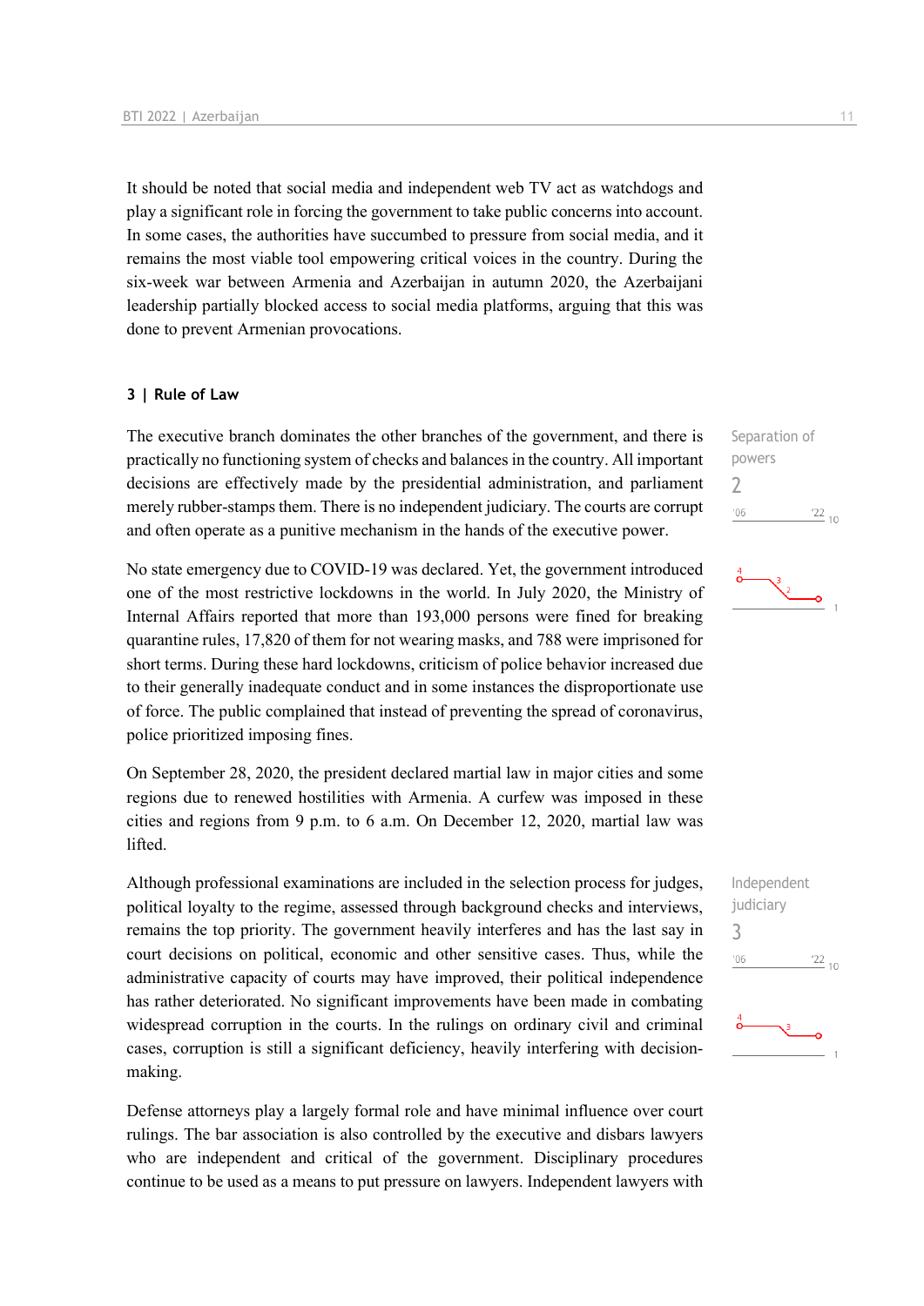It should be noted that social media and independent web TV act as watchdogs and play a significant role in forcing the government to take public concerns into account. In some cases, the authorities have succumbed to pressure from social media, and it remains the most viable tool empowering critical voices in the country. During the six-week war between Armenia and Azerbaijan in autumn 2020, the Azerbaijani leadership partially blocked access to social media platforms, arguing that this was done to prevent Armenian provocations.

### 3 | Rule of Law

Separation of powers
2

The executive branch dominates the other branches of the government, and there is practically no functioning system of checks and balances in the country. All important decisions are effectively made by the presidential administration, and parliament merely rubber-stamps them. There is no independent judiciary. The courts are corrupt and often operate as a punitive mechanism in the hands of the executive power.

No state emergency due to COVID-19 was declared. Yet, the government introduced one of the most restrictive lockdowns in the world. In July 2020, the Ministry of Internal Affairs reported that more than 193,000 persons were fined for breaking quarantine rules, 17,820 of them for not wearing masks, and 788 were imprisoned for short terms. During these hard lockdowns, criticism of police behavior increased due to their generally inadequate conduct and in some instances the disproportionate use of force. The public complained that instead of preventing the spread of coronavirus, police prioritized imposing fines.

On September 28, 2020, the president declared martial law in major cities and some regions due to renewed hostilities with Armenia. A curfew was imposed in these cities and regions from 9 p.m. to 6 a.m. On December 12, 2020, martial law was lifted.

Independent judiciary
3

Although professional examinations are included in the selection process for judges, political loyalty to the regime, assessed through background checks and interviews, remains the top priority. The government heavily interferes and has the last say in court decisions on political, economic and other sensitive cases. Thus, while the administrative capacity of courts may have improved, their political independence has rather deteriorated. No significant improvements have been made in combating widespread corruption in the courts. In the rulings on ordinary civil and criminal cases, corruption is still a significant deficiency, heavily interfering with decision-making.

Defense attorneys play a largely formal role and have minimal influence over court rulings. The bar association is also controlled by the executive and disbars lawyers who are independent and critical of the government. Disciplinary procedures continue to be used as a means to put pressure on lawyers. Independent lawyers with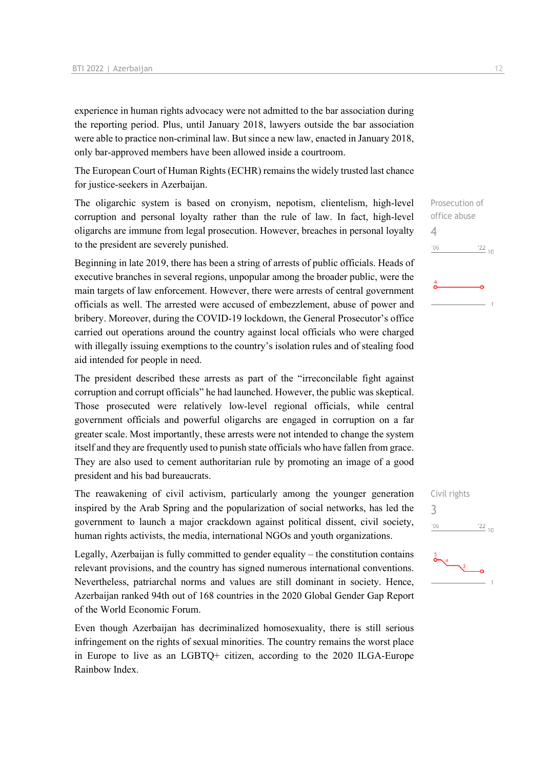experience in human rights advocacy were not admitted to the bar association during the reporting period. Plus, until January 2018, lawyers outside the bar association were able to practice non-criminal law. But since a new law, enacted in January 2018, only bar-approved members have been allowed inside a courtroom.

The European Court of Human Rights (ECHR) remains the widely trusted last chance for justice-seekers in Azerbaijan.

Prosecution of office abuse
4

The oligarchic system is based on cronyism, nepotism, clientelism, high-level corruption and personal loyalty rather than the rule of law. In fact, high-level oligarchs are immune from legal prosecution. However, breaches in personal loyalty to the president are severely punished.

Beginning in late 2019, there has been a string of arrests of public officials. Heads of executive branches in several regions, unpopular among the broader public, were the main targets of law enforcement. However, there were arrests of central government officials as well. The arrested were accused of embezzlement, abuse of power and bribery. Moreover, during the COVID-19 lockdown, the General Prosecutor's office carried out operations around the country against local officials who were charged with illegally issuing exemptions to the country's isolation rules and of stealing food aid intended for people in need.

The president described these arrests as part of the "irreconcilable fight against corruption and corrupt officials" he had launched. However, the public was skeptical. Those prosecuted were relatively low-level regional officials, while central government officials and powerful oligarchs are engaged in corruption on a far greater scale. Most importantly, these arrests were not intended to change the system itself and they are frequently used to punish state officials who have fallen from grace. They are also used to cement authoritarian rule by promoting an image of a good president and his bad bureaucrats.

Civil rights
3

The reawakening of civil activism, particularly among the younger generation inspired by the Arab Spring and the popularization of social networks, has led the government to launch a major crackdown against political dissent, civil society, human rights activists, the media, international NGOs and youth organizations.

Legally, Azerbaijan is fully committed to gender equality – the constitution contains relevant provisions, and the country has signed numerous international conventions. Nevertheless, patriarchal norms and values are still dominant in society. Hence, Azerbaijan ranked 94th out of 168 countries in the 2020 Global Gender Gap Report of the World Economic Forum.

Even though Azerbaijan has decriminalized homosexuality, there is still serious infringement on the rights of sexual minorities. The country remains the worst place in Europe to live as an LGBTQ+ citizen, according to the 2020 ILGA-Europe Rainbow Index.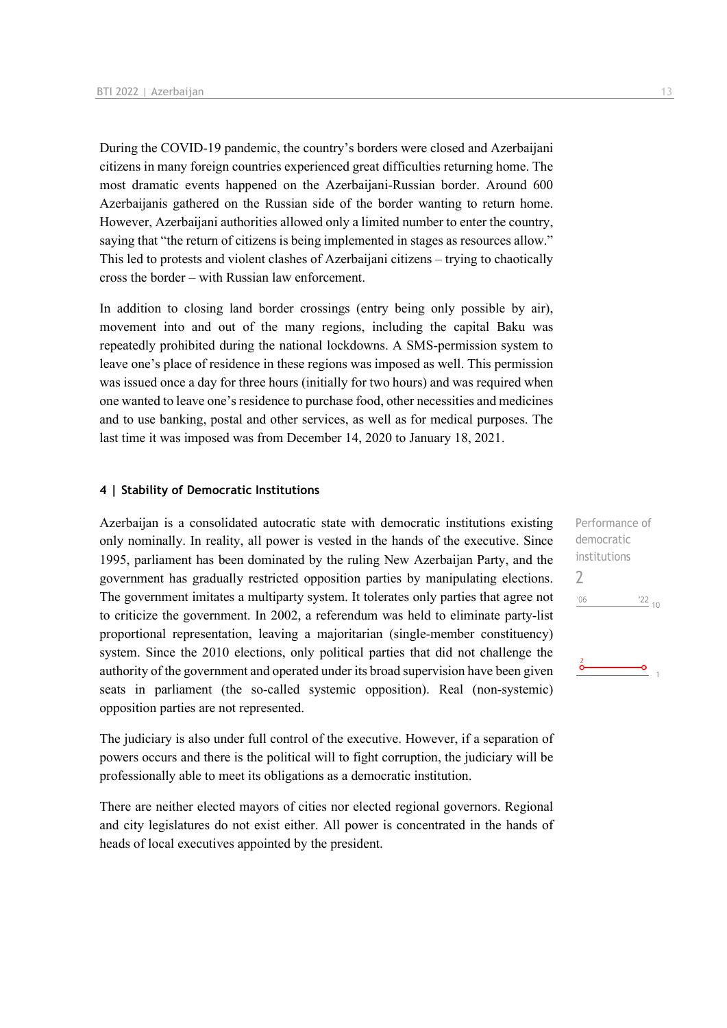During the COVID-19 pandemic, the country's borders were closed and Azerbaijani citizens in many foreign countries experienced great difficulties returning home. The most dramatic events happened on the Azerbaijani-Russian border. Around 600 Azerbaijanis gathered on the Russian side of the border wanting to return home. However, Azerbaijani authorities allowed only a limited number to enter the country, saying that "the return of citizens is being implemented in stages as resources allow." This led to protests and violent clashes of Azerbaijani citizens – trying to chaotically cross the border – with Russian law enforcement.

In addition to closing land border crossings (entry being only possible by air), movement into and out of the many regions, including the capital Baku was repeatedly prohibited during the national lockdowns. A SMS-permission system to leave one's place of residence in these regions was imposed as well. This permission was issued once a day for three hours (initially for two hours) and was required when one wanted to leave one's residence to purchase food, other necessities and medicines and to use banking, postal and other services, as well as for medical purposes. The last time it was imposed was from December 14, 2020 to January 18, 2021.

#### 4 | Stability of Democratic Institutions

Performance of democratic institutions
2

Azerbaijan is a consolidated autocratic state with democratic institutions existing only nominally. In reality, all power is vested in the hands of the executive. Since 1995, parliament has been dominated by the ruling New Azerbaijan Party, and the government has gradually restricted opposition parties by manipulating elections. The government imitates a multiparty system. It tolerates only parties that agree not to criticize the government. In 2002, a referendum was held to eliminate party-list proportional representation, leaving a majoritarian (single-member constituency) system. Since the 2010 elections, only political parties that did not challenge the authority of the government and operated under its broad supervision have been given seats in parliament (the so-called systemic opposition). Real (non-systemic) opposition parties are not represented.

The judiciary is also under full control of the executive. However, if a separation of powers occurs and there is the political will to fight corruption, the judiciary will be professionally able to meet its obligations as a democratic institution.

There are neither elected mayors of cities nor elected regional governors. Regional and city legislatures do not exist either. All power is concentrated in the hands of heads of local executives appointed by the president.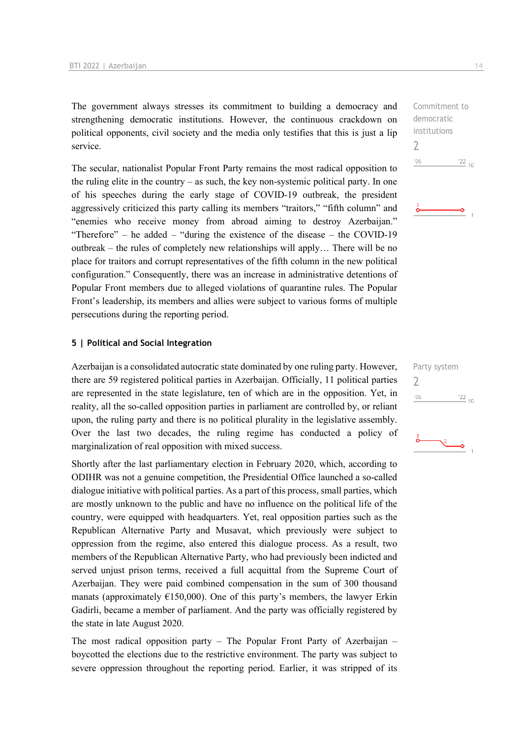The government always stresses its commitment to building a democracy and strengthening democratic institutions. However, the continuous crackdown on political opponents, civil society and the media only testifies that this is just a lip service.

Commitment to democratic institutions
2

The secular, nationalist Popular Front Party remains the most radical opposition to the ruling elite in the country – as such, the key non-systemic political party. In one of his speeches during the early stage of COVID-19 outbreak, the president aggressively criticized this party calling its members "traitors," "fifth column" and "enemies who receive money from abroad aiming to destroy Azerbaijan." "Therefore" – he added – "during the existence of the disease – the COVID-19 outbreak – the rules of completely new relationships will apply… There will be no place for traitors and corrupt representatives of the fifth column in the new political configuration." Consequently, there was an increase in administrative detentions of Popular Front members due to alleged violations of quarantine rules. The Popular Front's leadership, its members and allies were subject to various forms of multiple persecutions during the reporting period.

## 5 | Political and Social Integration

Party system
2

Azerbaijan is a consolidated autocratic state dominated by one ruling party. However, there are 59 registered political parties in Azerbaijan. Officially, 11 political parties are represented in the state legislature, ten of which are in the opposition. Yet, in reality, all the so-called opposition parties in parliament are controlled by, or reliant upon, the ruling party and there is no political plurality in the legislative assembly. Over the last two decades, the ruling regime has conducted a policy of marginalization of real opposition with mixed success.

Shortly after the last parliamentary election in February 2020, which, according to ODIHR was not a genuine competition, the Presidential Office launched a so-called dialogue initiative with political parties. As a part of this process, small parties, which are mostly unknown to the public and have no influence on the political life of the country, were equipped with headquarters. Yet, real opposition parties such as the Republican Alternative Party and Musavat, which previously were subject to oppression from the regime, also entered this dialogue process. As a result, two members of the Republican Alternative Party, who had previously been indicted and served unjust prison terms, received a full acquittal from the Supreme Court of Azerbaijan. They were paid combined compensation in the sum of 300 thousand manats (approximately €150,000). One of this party's members, the lawyer Erkin Gadirli, became a member of parliament. And the party was officially registered by the state in late August 2020.

The most radical opposition party – The Popular Front Party of Azerbaijan – boycotted the elections due to the restrictive environment. The party was subject to severe oppression throughout the reporting period. Earlier, it was stripped of its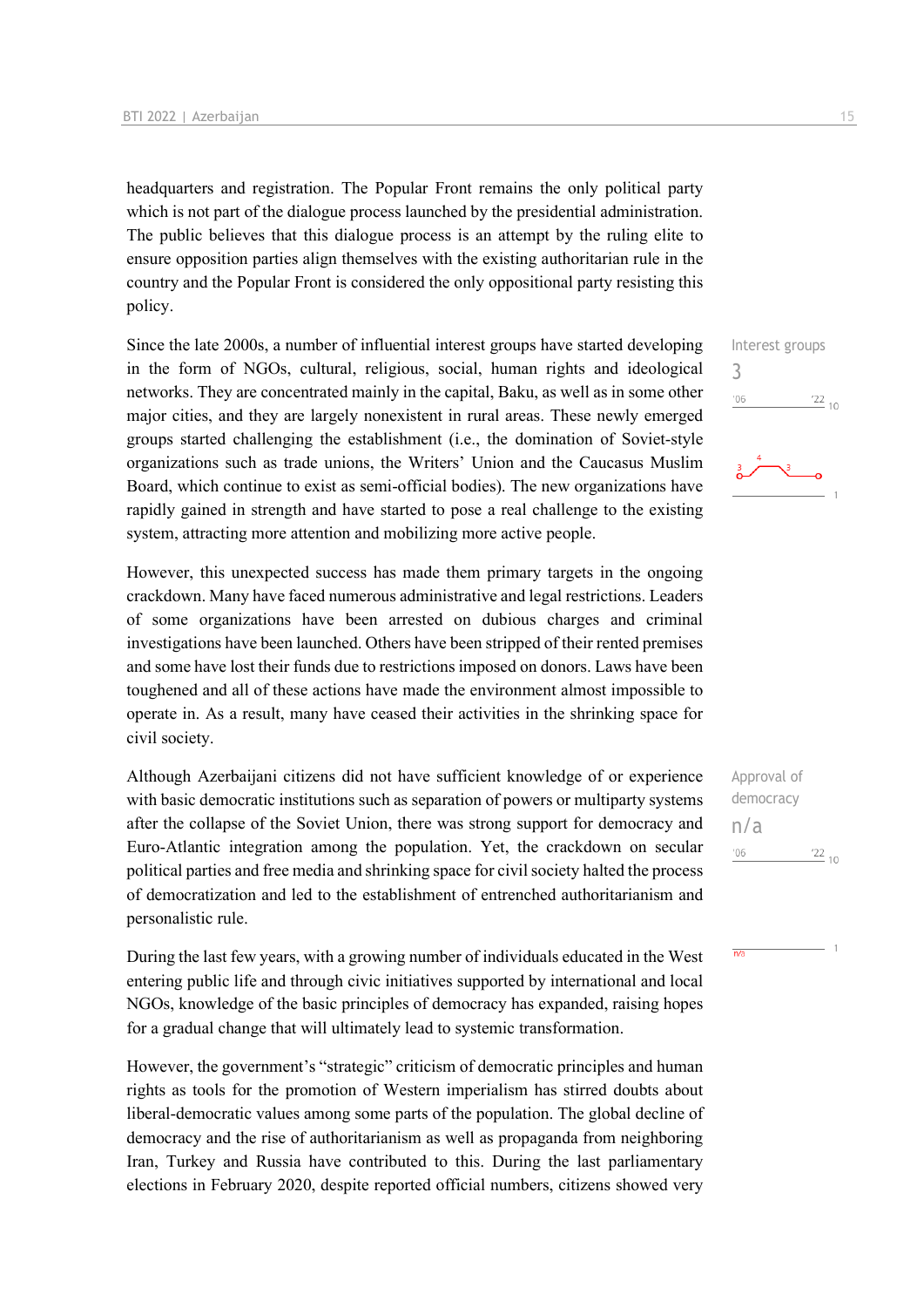headquarters and registration. The Popular Front remains the only political party which is not part of the dialogue process launched by the presidential administration. The public believes that this dialogue process is an attempt by the ruling elite to ensure opposition parties align themselves with the existing authoritarian rule in the country and the Popular Front is considered the only oppositional party resisting this policy.

Since the late 2000s, a number of influential interest groups have started developing in the form of NGOs, cultural, religious, social, human rights and ideological networks. They are concentrated mainly in the capital, Baku, as well as in some other major cities, and they are largely nonexistent in rural areas. These newly emerged groups started challenging the establishment (i.e., the domination of Soviet-style organizations such as trade unions, the Writers' Union and the Caucasus Muslim Board, which continue to exist as semi-official bodies). The new organizations have rapidly gained in strength and have started to pose a real challenge to the existing system, attracting more attention and mobilizing more active people.

Interest groups
3

However, this unexpected success has made them primary targets in the ongoing crackdown. Many have faced numerous administrative and legal restrictions. Leaders of some organizations have been arrested on dubious charges and criminal investigations have been launched. Others have been stripped of their rented premises and some have lost their funds due to restrictions imposed on donors. Laws have been toughened and all of these actions have made the environment almost impossible to operate in. As a result, many have ceased their activities in the shrinking space for civil society.

Although Azerbaijani citizens did not have sufficient knowledge of or experience with basic democratic institutions such as separation of powers or multiparty systems after the collapse of the Soviet Union, there was strong support for democracy and Euro-Atlantic integration among the population. Yet, the crackdown on secular political parties and free media and shrinking space for civil society halted the process of democratization and led to the establishment of entrenched authoritarianism and personalistic rule.

Approval of democracy
n/a

During the last few years, with a growing number of individuals educated in the West entering public life and through civic initiatives supported by international and local NGOs, knowledge of the basic principles of democracy has expanded, raising hopes for a gradual change that will ultimately lead to systemic transformation.

However, the government's "strategic" criticism of democratic principles and human rights as tools for the promotion of Western imperialism has stirred doubts about liberal-democratic values among some parts of the population. The global decline of democracy and the rise of authoritarianism as well as propaganda from neighboring Iran, Turkey and Russia have contributed to this. During the last parliamentary elections in February 2020, despite reported official numbers, citizens showed very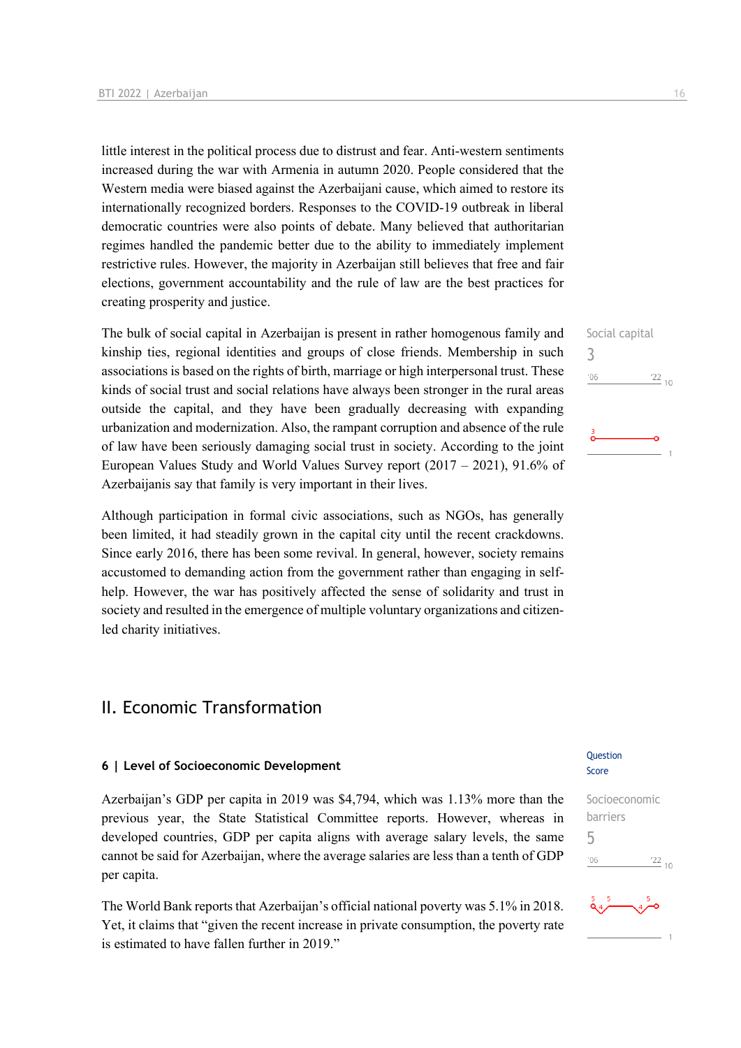little interest in the political process due to distrust and fear. Anti-western sentiments increased during the war with Armenia in autumn 2020. People considered that the Western media were biased against the Azerbaijani cause, which aimed to restore its internationally recognized borders. Responses to the COVID-19 outbreak in liberal democratic countries were also points of debate. Many believed that authoritarian regimes handled the pandemic better due to the ability to immediately implement restrictive rules. However, the majority in Azerbaijan still believes that free and fair elections, government accountability and the rule of law are the best practices for creating prosperity and justice.

Social capital
3

The bulk of social capital in Azerbaijan is present in rather homogenous family and kinship ties, regional identities and groups of close friends. Membership in such associations is based on the rights of birth, marriage or high interpersonal trust. These kinds of social trust and social relations have always been stronger in the rural areas outside the capital, and they have been gradually decreasing with expanding urbanization and modernization. Also, the rampant corruption and absence of the rule of law have been seriously damaging social trust in society. According to the joint European Values Study and World Values Survey report (2017 – 2021), 91.6% of Azerbaijanis say that family is very important in their lives.

Although participation in formal civic associations, such as NGOs, has generally been limited, it had steadily grown in the capital city until the recent crackdowns. Since early 2016, there has been some revival. In general, however, society remains accustomed to demanding action from the government rather than engaging in self-help. However, the war has positively affected the sense of solidarity and trust in society and resulted in the emergence of multiple voluntary organizations and citizen-led charity initiatives.

## II. Economic Transformation

### 6 | Level of Socioeconomic Development

Question Score

Socioeconomic barriers
5

Azerbaijan's GDP per capita in 2019 was $4,794, which was 1.13% more than the previous year, the State Statistical Committee reports. However, whereas in developed countries, GDP per capita aligns with average salary levels, the same cannot be said for Azerbaijan, where the average salaries are less than a tenth of GDP per capita.

The World Bank reports that Azerbaijan's official national poverty was 5.1% in 2018. Yet, it claims that "given the recent increase in private consumption, the poverty rate is estimated to have fallen further in 2019."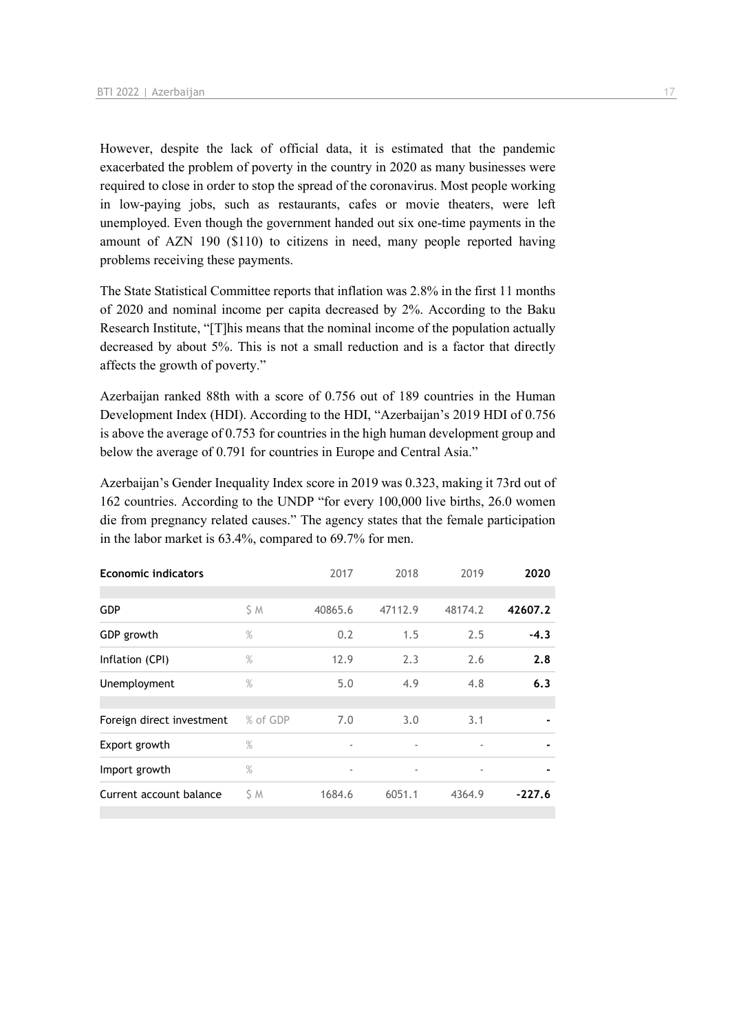However, despite the lack of official data, it is estimated that the pandemic exacerbated the problem of poverty in the country in 2020 as many businesses were required to close in order to stop the spread of the coronavirus. Most people working in low-paying jobs, such as restaurants, cafes or movie theaters, were left unemployed. Even though the government handed out six one-time payments in the amount of AZN 190 ($110) to citizens in need, many people reported having problems receiving these payments.

The State Statistical Committee reports that inflation was 2.8% in the first 11 months of 2020 and nominal income per capita decreased by 2%. According to the Baku Research Institute, "[T]his means that the nominal income of the population actually decreased by about 5%. This is not a small reduction and is a factor that directly affects the growth of poverty."

Azerbaijan ranked 88th with a score of 0.756 out of 189 countries in the Human Development Index (HDI). According to the HDI, "Azerbaijan's 2019 HDI of 0.756 is above the average of 0.753 for countries in the high human development group and below the average of 0.791 for countries in Europe and Central Asia."

Azerbaijan's Gender Inequality Index score in 2019 was 0.323, making it 73rd out of 162 countries. According to the UNDP "for every 100,000 live births, 26.0 women die from pregnancy related causes." The agency states that the female participation in the labor market is 63.4%, compared to 69.7% for men.

| Economic indicators | | 2017 | 2018 | 2019 | 2020 |
|---|---|---|---|---|---|
| GDP | $ M | 40865.6 | 47112.9 | 48174.2 | **42607.2** |
| GDP growth | % | 0.2 | 1.5 | 2.5 | **-4.3** |
| Inflation (CPI) | % | 12.9 | 2.3 | 2.6 | **2.8** |
| Unemployment | % | 5.0 | 4.9 | 4.8 | **6.3** |
| Foreign direct investment | % of GDP | 7.0 | 3.0 | 3.1 | **-** |
| Export growth | % | - | - | - | **-** |
| Import growth | % | - | - | - | **-** |
| Current account balance | $ M | 1684.6 | 6051.1 | 4364.9 | **-227.6** |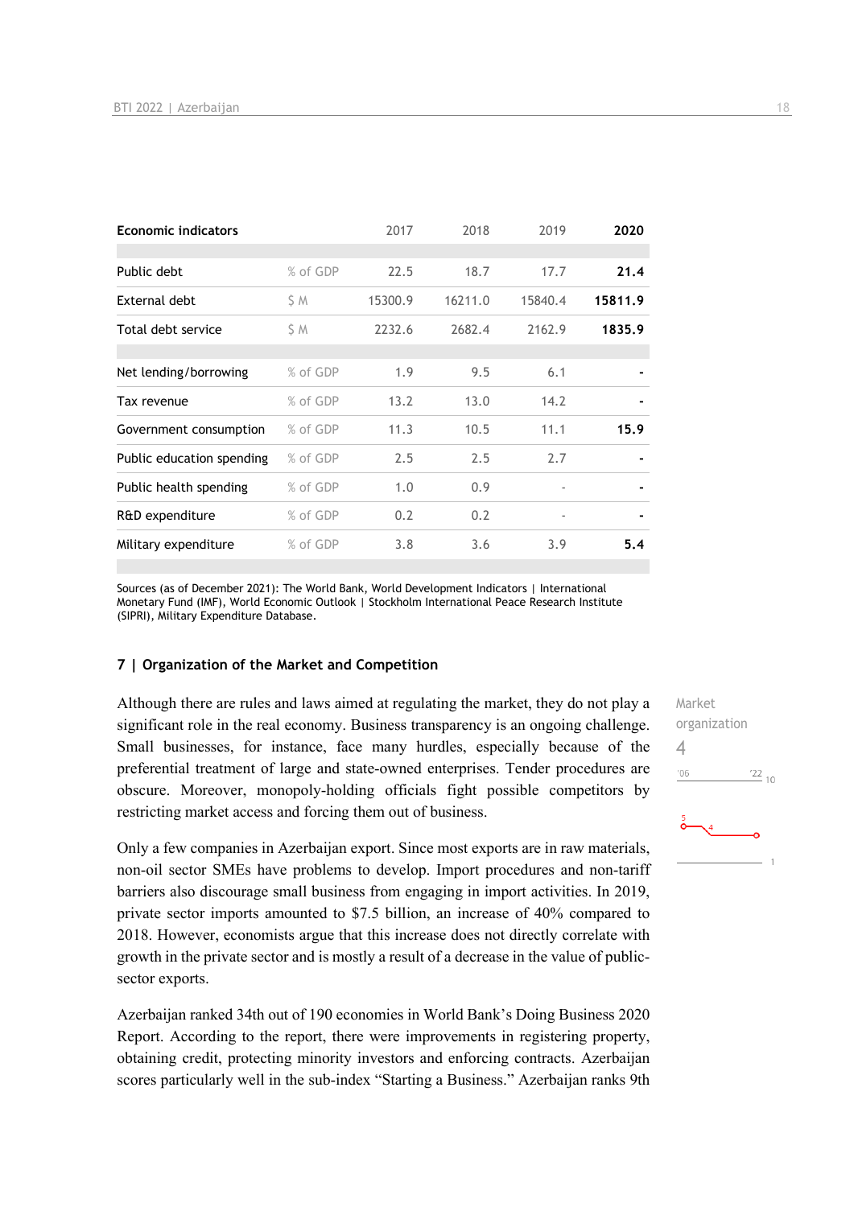| Economic indicators | | 2017 | 2018 | 2019 | **2020** |
|---|---|---|---|---|---|
| Public debt | % of GDP | 22.5 | 18.7 | 17.7 | **21.4** |
| External debt | $ M | 15300.9 | 16211.0 | 15840.4 | **15811.9** |
| Total debt service | $ M | 2232.6 | 2682.4 | 2162.9 | **1835.9** |
| Net lending/borrowing | % of GDP | 1.9 | 9.5 | 6.1 | **-** |
| Tax revenue | % of GDP | 13.2 | 13.0 | 14.2 | **-** |
| Government consumption | % of GDP | 11.3 | 10.5 | 11.1 | **15.9** |
| Public education spending | % of GDP | 2.5 | 2.5 | 2.7 | **-** |
| Public health spending | % of GDP | 1.0 | 0.9 | - | **-** |
| R&D expenditure | % of GDP | 0.2 | 0.2 | - | **-** |
| Military expenditure | % of GDP | 3.8 | 3.6 | 3.9 | **5.4** |

Sources (as of December 2021): The World Bank, World Development Indicators | International Monetary Fund (IMF), World Economic Outlook | Stockholm International Peace Research Institute (SIPRI), Military Expenditure Database.

## 7 | Organization of the Market and Competition

Market organization
4

Although there are rules and laws aimed at regulating the market, they do not play a significant role in the real economy. Business transparency is an ongoing challenge. Small businesses, for instance, face many hurdles, especially because of the preferential treatment of large and state-owned enterprises. Tender procedures are obscure. Moreover, monopoly-holding officials fight possible competitors by restricting market access and forcing them out of business.

Only a few companies in Azerbaijan export. Since most exports are in raw materials, non-oil sector SMEs have problems to develop. Import procedures and non-tariff barriers also discourage small business from engaging in import activities. In 2019, private sector imports amounted to $7.5 billion, an increase of 40% compared to 2018. However, economists argue that this increase does not directly correlate with growth in the private sector and is mostly a result of a decrease in the value of public-sector exports.

Azerbaijan ranked 34th out of 190 economies in World Bank's Doing Business 2020 Report. According to the report, there were improvements in registering property, obtaining credit, protecting minority investors and enforcing contracts. Azerbaijan scores particularly well in the sub-index "Starting a Business." Azerbaijan ranks 9th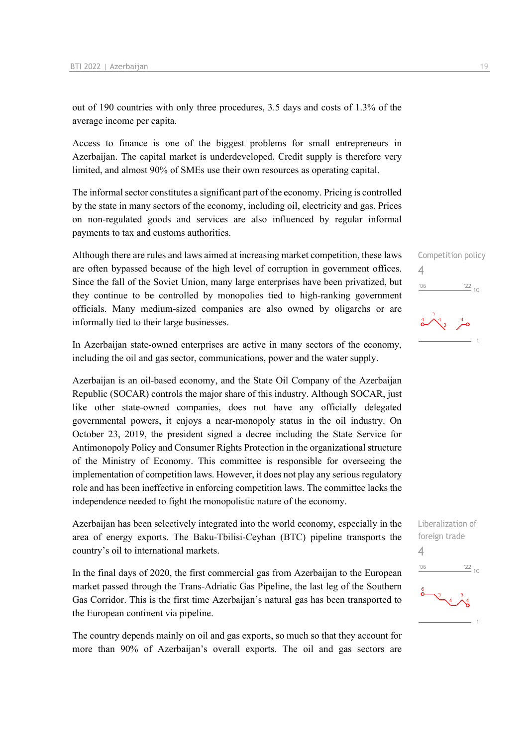out of 190 countries with only three procedures, 3.5 days and costs of 1.3% of the average income per capita.

Access to finance is one of the biggest problems for small entrepreneurs in Azerbaijan. The capital market is underdeveloped. Credit supply is therefore very limited, and almost 90% of SMEs use their own resources as operating capital.

The informal sector constitutes a significant part of the economy. Pricing is controlled by the state in many sectors of the economy, including oil, electricity and gas. Prices on non-regulated goods and services are also influenced by regular informal payments to tax and customs authorities.

Competition policy
4

Although there are rules and laws aimed at increasing market competition, these laws are often bypassed because of the high level of corruption in government offices. Since the fall of the Soviet Union, many large enterprises have been privatized, but they continue to be controlled by monopolies tied to high-ranking government officials. Many medium-sized companies are also owned by oligarchs or are informally tied to their large businesses.

In Azerbaijan state-owned enterprises are active in many sectors of the economy, including the oil and gas sector, communications, power and the water supply.

Azerbaijan is an oil-based economy, and the State Oil Company of the Azerbaijan Republic (SOCAR) controls the major share of this industry. Although SOCAR, just like other state-owned companies, does not have any officially delegated governmental powers, it enjoys a near-monopoly status in the oil industry. On October 23, 2019, the president signed a decree including the State Service for Antimonopoly Policy and Consumer Rights Protection in the organizational structure of the Ministry of Economy. This committee is responsible for overseeing the implementation of competition laws. However, it does not play any serious regulatory role and has been ineffective in enforcing competition laws. The committee lacks the independence needed to fight the monopolistic nature of the economy.

Liberalization of foreign trade
4

Azerbaijan has been selectively integrated into the world economy, especially in the area of energy exports. The Baku-Tbilisi-Ceyhan (BTC) pipeline transports the country's oil to international markets.

In the final days of 2020, the first commercial gas from Azerbaijan to the European market passed through the Trans-Adriatic Gas Pipeline, the last leg of the Southern Gas Corridor. This is the first time Azerbaijan's natural gas has been transported to the European continent via pipeline.

The country depends mainly on oil and gas exports, so much so that they account for more than 90% of Azerbaijan's overall exports. The oil and gas sectors are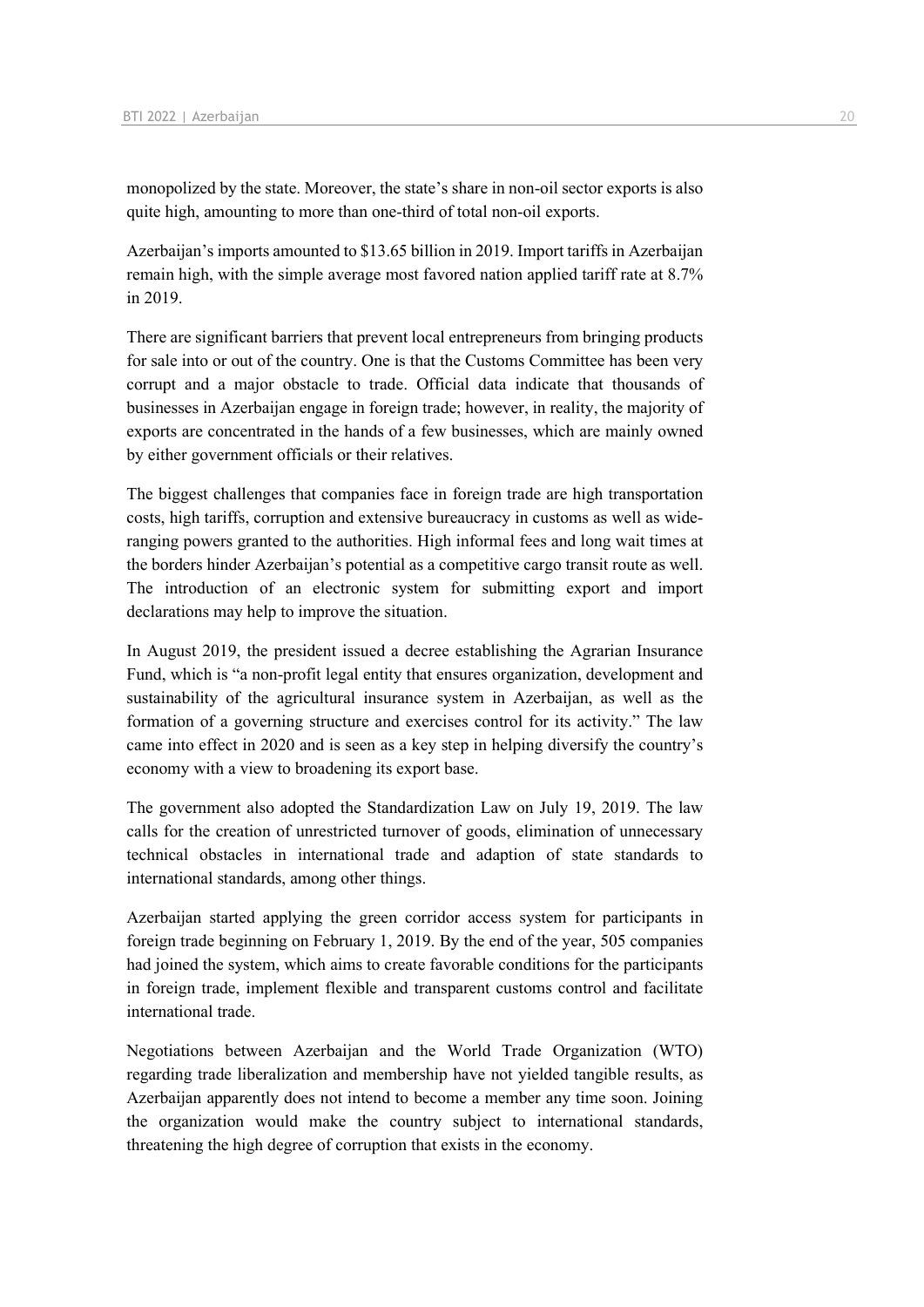monopolized by the state. Moreover, the state's share in non-oil sector exports is also quite high, amounting to more than one-third of total non-oil exports.

Azerbaijan's imports amounted to $13.65 billion in 2019. Import tariffs in Azerbaijan remain high, with the simple average most favored nation applied tariff rate at 8.7% in 2019.

There are significant barriers that prevent local entrepreneurs from bringing products for sale into or out of the country. One is that the Customs Committee has been very corrupt and a major obstacle to trade. Official data indicate that thousands of businesses in Azerbaijan engage in foreign trade; however, in reality, the majority of exports are concentrated in the hands of a few businesses, which are mainly owned by either government officials or their relatives.

The biggest challenges that companies face in foreign trade are high transportation costs, high tariffs, corruption and extensive bureaucracy in customs as well as wide-ranging powers granted to the authorities. High informal fees and long wait times at the borders hinder Azerbaijan's potential as a competitive cargo transit route as well. The introduction of an electronic system for submitting export and import declarations may help to improve the situation.

In August 2019, the president issued a decree establishing the Agrarian Insurance Fund, which is "a non-profit legal entity that ensures organization, development and sustainability of the agricultural insurance system in Azerbaijan, as well as the formation of a governing structure and exercises control for its activity." The law came into effect in 2020 and is seen as a key step in helping diversify the country's economy with a view to broadening its export base.

The government also adopted the Standardization Law on July 19, 2019. The law calls for the creation of unrestricted turnover of goods, elimination of unnecessary technical obstacles in international trade and adaption of state standards to international standards, among other things.

Azerbaijan started applying the green corridor access system for participants in foreign trade beginning on February 1, 2019. By the end of the year, 505 companies had joined the system, which aims to create favorable conditions for the participants in foreign trade, implement flexible and transparent customs control and facilitate international trade.

Negotiations between Azerbaijan and the World Trade Organization (WTO) regarding trade liberalization and membership have not yielded tangible results, as Azerbaijan apparently does not intend to become a member any time soon. Joining the organization would make the country subject to international standards, threatening the high degree of corruption that exists in the economy.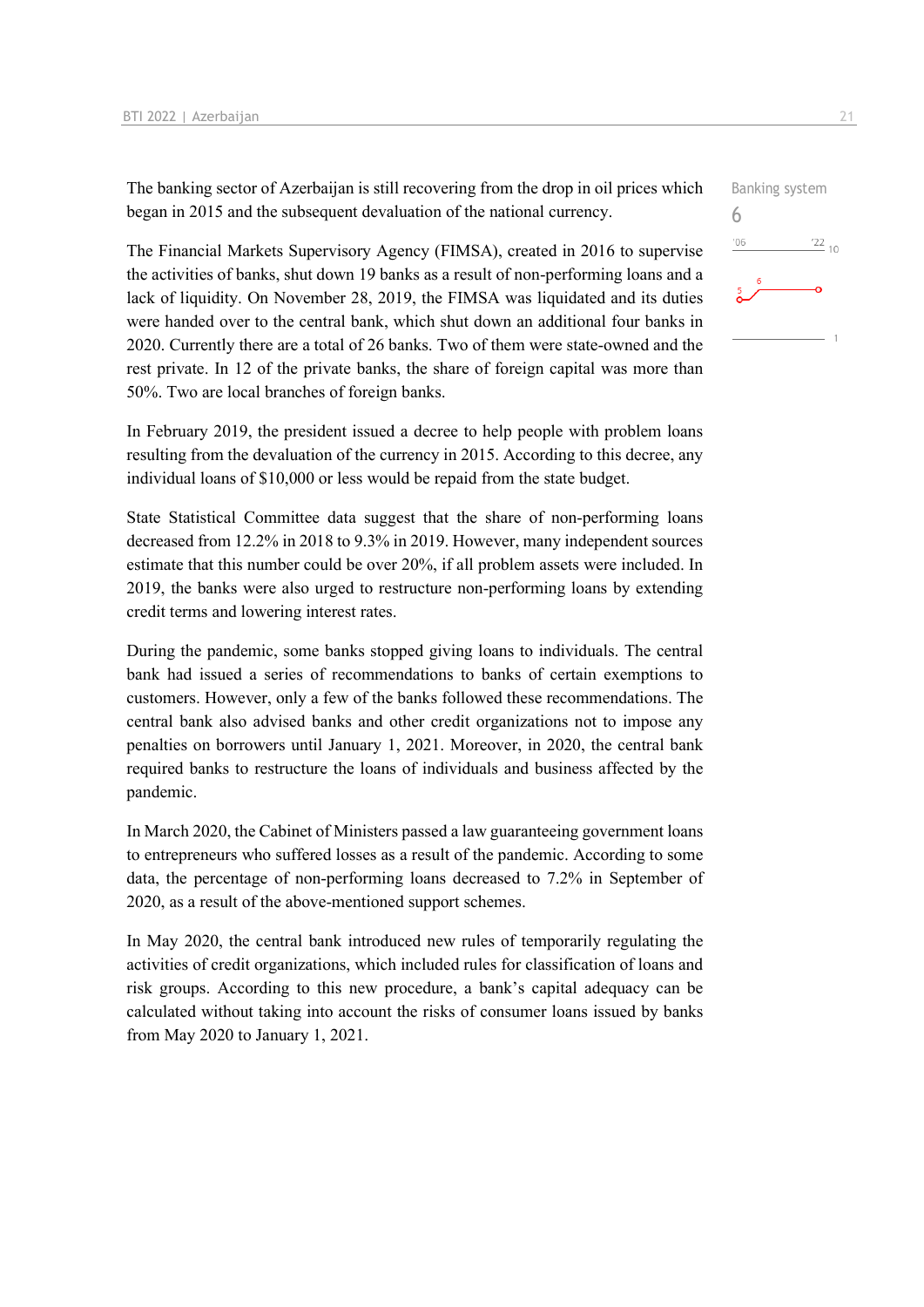The banking sector of Azerbaijan is still recovering from the drop in oil prices which began in 2015 and the subsequent devaluation of the national currency.

Banking system
6

The Financial Markets Supervisory Agency (FIMSA), created in 2016 to supervise the activities of banks, shut down 19 banks as a result of non-performing loans and a lack of liquidity. On November 28, 2019, the FIMSA was liquidated and its duties were handed over to the central bank, which shut down an additional four banks in 2020. Currently there are a total of 26 banks. Two of them were state-owned and the rest private. In 12 of the private banks, the share of foreign capital was more than 50%. Two are local branches of foreign banks.

In February 2019, the president issued a decree to help people with problem loans resulting from the devaluation of the currency in 2015. According to this decree, any individual loans of $10,000 or less would be repaid from the state budget.

State Statistical Committee data suggest that the share of non-performing loans decreased from 12.2% in 2018 to 9.3% in 2019. However, many independent sources estimate that this number could be over 20%, if all problem assets were included. In 2019, the banks were also urged to restructure non-performing loans by extending credit terms and lowering interest rates.

During the pandemic, some banks stopped giving loans to individuals. The central bank had issued a series of recommendations to banks of certain exemptions to customers. However, only a few of the banks followed these recommendations. The central bank also advised banks and other credit organizations not to impose any penalties on borrowers until January 1, 2021. Moreover, in 2020, the central bank required banks to restructure the loans of individuals and business affected by the pandemic.

In March 2020, the Cabinet of Ministers passed a law guaranteeing government loans to entrepreneurs who suffered losses as a result of the pandemic. According to some data, the percentage of non-performing loans decreased to 7.2% in September of 2020, as a result of the above-mentioned support schemes.

In May 2020, the central bank introduced new rules of temporarily regulating the activities of credit organizations, which included rules for classification of loans and risk groups. According to this new procedure, a bank's capital adequacy can be calculated without taking into account the risks of consumer loans issued by banks from May 2020 to January 1, 2021.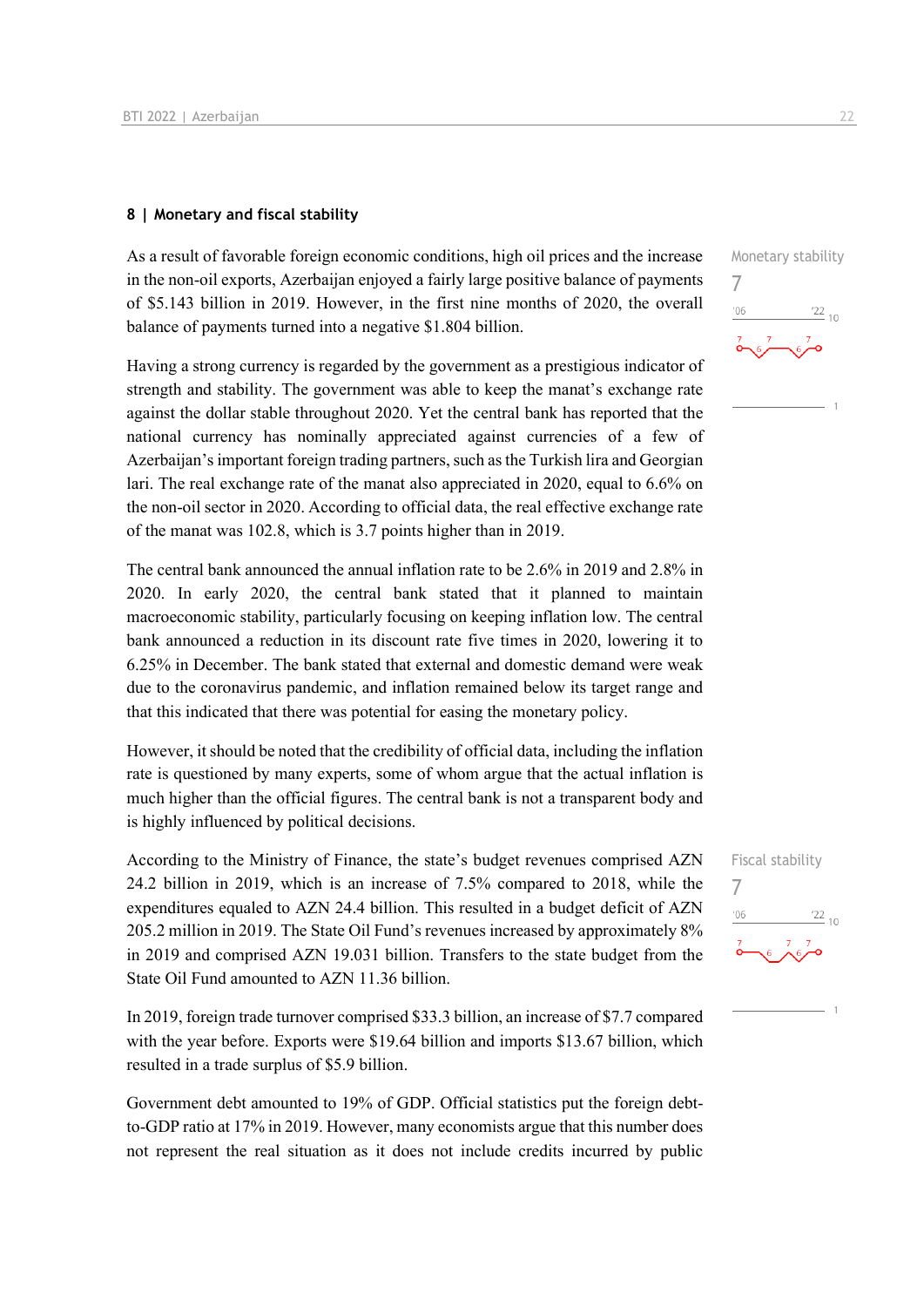## 8 | Monetary and fiscal stability

Monetary stability
7

As a result of favorable foreign economic conditions, high oil prices and the increase in the non-oil exports, Azerbaijan enjoyed a fairly large positive balance of payments of $5.143 billion in 2019. However, in the first nine months of 2020, the overall balance of payments turned into a negative $1.804 billion.

Having a strong currency is regarded by the government as a prestigious indicator of strength and stability. The government was able to keep the manat's exchange rate against the dollar stable throughout 2020. Yet the central bank has reported that the national currency has nominally appreciated against currencies of a few of Azerbaijan's important foreign trading partners, such as the Turkish lira and Georgian lari. The real exchange rate of the manat also appreciated in 2020, equal to 6.6% on the non-oil sector in 2020. According to official data, the real effective exchange rate of the manat was 102.8, which is 3.7 points higher than in 2019.

The central bank announced the annual inflation rate to be 2.6% in 2019 and 2.8% in 2020. In early 2020, the central bank stated that it planned to maintain macroeconomic stability, particularly focusing on keeping inflation low. The central bank announced a reduction in its discount rate five times in 2020, lowering it to 6.25% in December. The bank stated that external and domestic demand were weak due to the coronavirus pandemic, and inflation remained below its target range and that this indicated that there was potential for easing the monetary policy.

However, it should be noted that the credibility of official data, including the inflation rate is questioned by many experts, some of whom argue that the actual inflation is much higher than the official figures. The central bank is not a transparent body and is highly influenced by political decisions.

Fiscal stability
7

According to the Ministry of Finance, the state's budget revenues comprised AZN 24.2 billion in 2019, which is an increase of 7.5% compared to 2018, while the expenditures equaled to AZN 24.4 billion. This resulted in a budget deficit of AZN 205.2 million in 2019. The State Oil Fund's revenues increased by approximately 8% in 2019 and comprised AZN 19.031 billion. Transfers to the state budget from the State Oil Fund amounted to AZN 11.36 billion.

In 2019, foreign trade turnover comprised $33.3 billion, an increase of $7.7 compared with the year before. Exports were $19.64 billion and imports $13.67 billion, which resulted in a trade surplus of $5.9 billion.

Government debt amounted to 19% of GDP. Official statistics put the foreign debt-to-GDP ratio at 17% in 2019. However, many economists argue that this number does not represent the real situation as it does not include credits incurred by public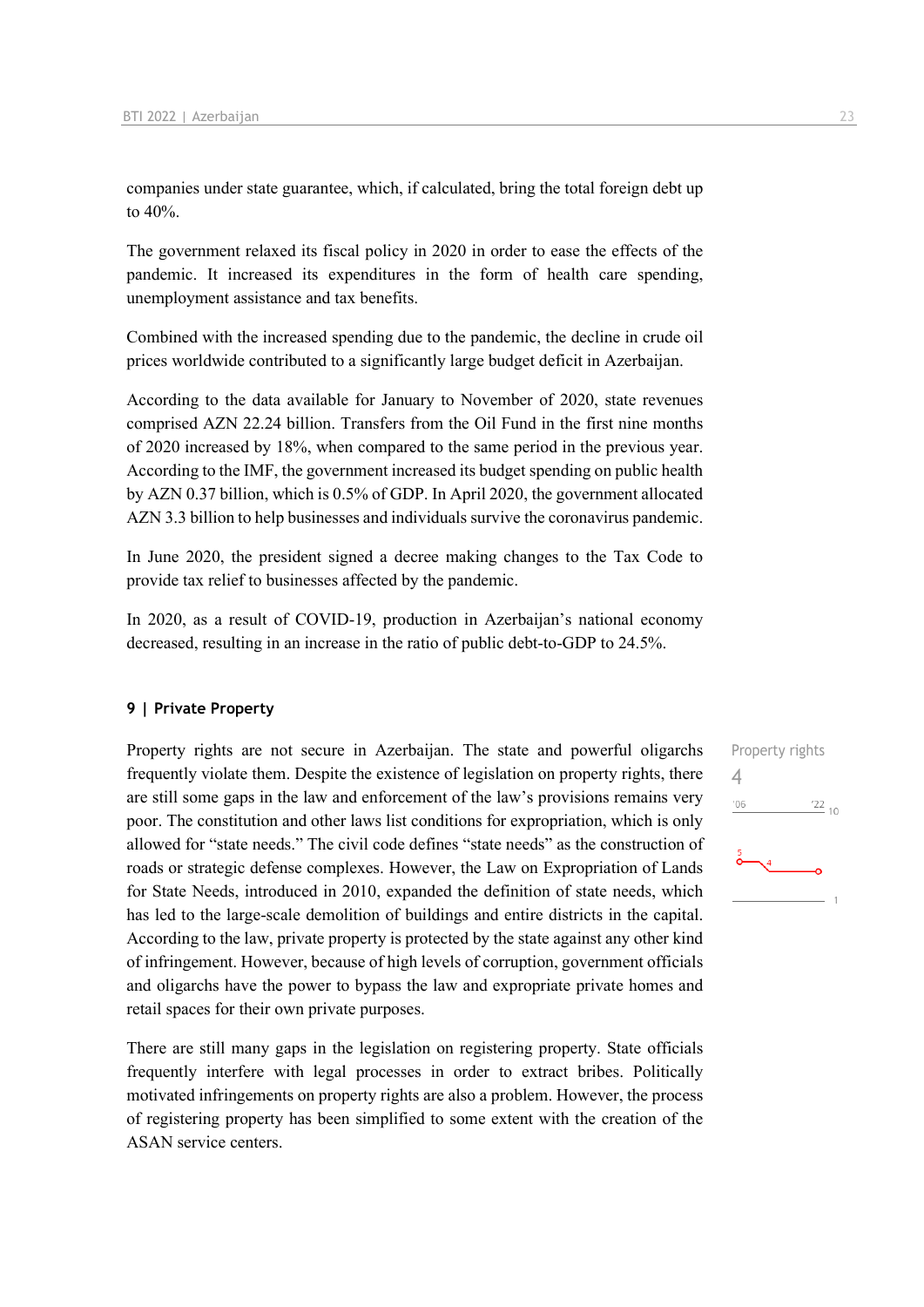companies under state guarantee, which, if calculated, bring the total foreign debt up to 40%.

The government relaxed its fiscal policy in 2020 in order to ease the effects of the pandemic. It increased its expenditures in the form of health care spending, unemployment assistance and tax benefits.

Combined with the increased spending due to the pandemic, the decline in crude oil prices worldwide contributed to a significantly large budget deficit in Azerbaijan.

According to the data available for January to November of 2020, state revenues comprised AZN 22.24 billion. Transfers from the Oil Fund in the first nine months of 2020 increased by 18%, when compared to the same period in the previous year. According to the IMF, the government increased its budget spending on public health by AZN 0.37 billion, which is 0.5% of GDP. In April 2020, the government allocated AZN 3.3 billion to help businesses and individuals survive the coronavirus pandemic.

In June 2020, the president signed a decree making changes to the Tax Code to provide tax relief to businesses affected by the pandemic.

In 2020, as a result of COVID-19, production in Azerbaijan's national economy decreased, resulting in an increase in the ratio of public debt-to-GDP to 24.5%.

## 9 | Private Property

Property rights are not secure in Azerbaijan. The state and powerful oligarchs frequently violate them. Despite the existence of legislation on property rights, there are still some gaps in the law and enforcement of the law's provisions remains very poor. The constitution and other laws list conditions for expropriation, which is only allowed for "state needs." The civil code defines "state needs" as the construction of roads or strategic defense complexes. However, the Law on Expropriation of Lands for State Needs, introduced in 2010, expanded the definition of state needs, which has led to the large-scale demolition of buildings and entire districts in the capital. According to the law, private property is protected by the state against any other kind of infringement. However, because of high levels of corruption, government officials and oligarchs have the power to bypass the law and expropriate private homes and retail spaces for their own private purposes.

Property rights
4

There are still many gaps in the legislation on registering property. State officials frequently interfere with legal processes in order to extract bribes. Politically motivated infringements on property rights are also a problem. However, the process of registering property has been simplified to some extent with the creation of the ASAN service centers.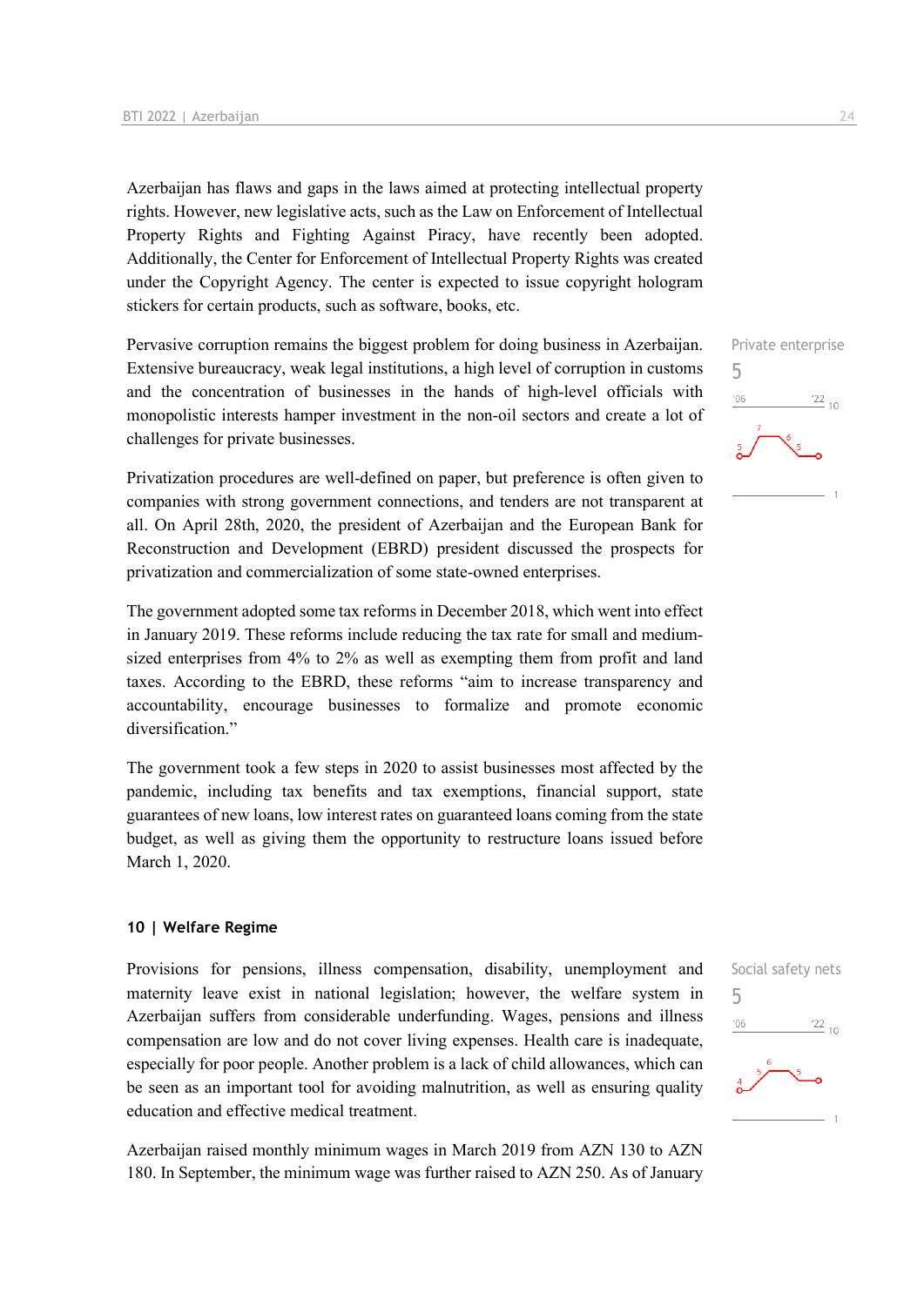Azerbaijan has flaws and gaps in the laws aimed at protecting intellectual property rights. However, new legislative acts, such as the Law on Enforcement of Intellectual Property Rights and Fighting Against Piracy, have recently been adopted. Additionally, the Center for Enforcement of Intellectual Property Rights was created under the Copyright Agency. The center is expected to issue copyright hologram stickers for certain products, such as software, books, etc.

Pervasive corruption remains the biggest problem for doing business in Azerbaijan. Extensive bureaucracy, weak legal institutions, a high level of corruption in customs and the concentration of businesses in the hands of high-level officials with monopolistic interests hamper investment in the non-oil sectors and create a lot of challenges for private businesses.

Private enterprise
5

Privatization procedures are well-defined on paper, but preference is often given to companies with strong government connections, and tenders are not transparent at all. On April 28th, 2020, the president of Azerbaijan and the European Bank for Reconstruction and Development (EBRD) president discussed the prospects for privatization and commercialization of some state-owned enterprises.

The government adopted some tax reforms in December 2018, which went into effect in January 2019. These reforms include reducing the tax rate for small and medium-sized enterprises from 4% to 2% as well as exempting them from profit and land taxes. According to the EBRD, these reforms "aim to increase transparency and accountability, encourage businesses to formalize and promote economic diversification."

The government took a few steps in 2020 to assist businesses most affected by the pandemic, including tax benefits and tax exemptions, financial support, state guarantees of new loans, low interest rates on guaranteed loans coming from the state budget, as well as giving them the opportunity to restructure loans issued before March 1, 2020.

## 10 | Welfare Regime

Provisions for pensions, illness compensation, disability, unemployment and maternity leave exist in national legislation; however, the welfare system in Azerbaijan suffers from considerable underfunding. Wages, pensions and illness compensation are low and do not cover living expenses. Health care is inadequate, especially for poor people. Another problem is a lack of child allowances, which can be seen as an important tool for avoiding malnutrition, as well as ensuring quality education and effective medical treatment.

Social safety nets
5

Azerbaijan raised monthly minimum wages in March 2019 from AZN 130 to AZN 180. In September, the minimum wage was further raised to AZN 250. As of January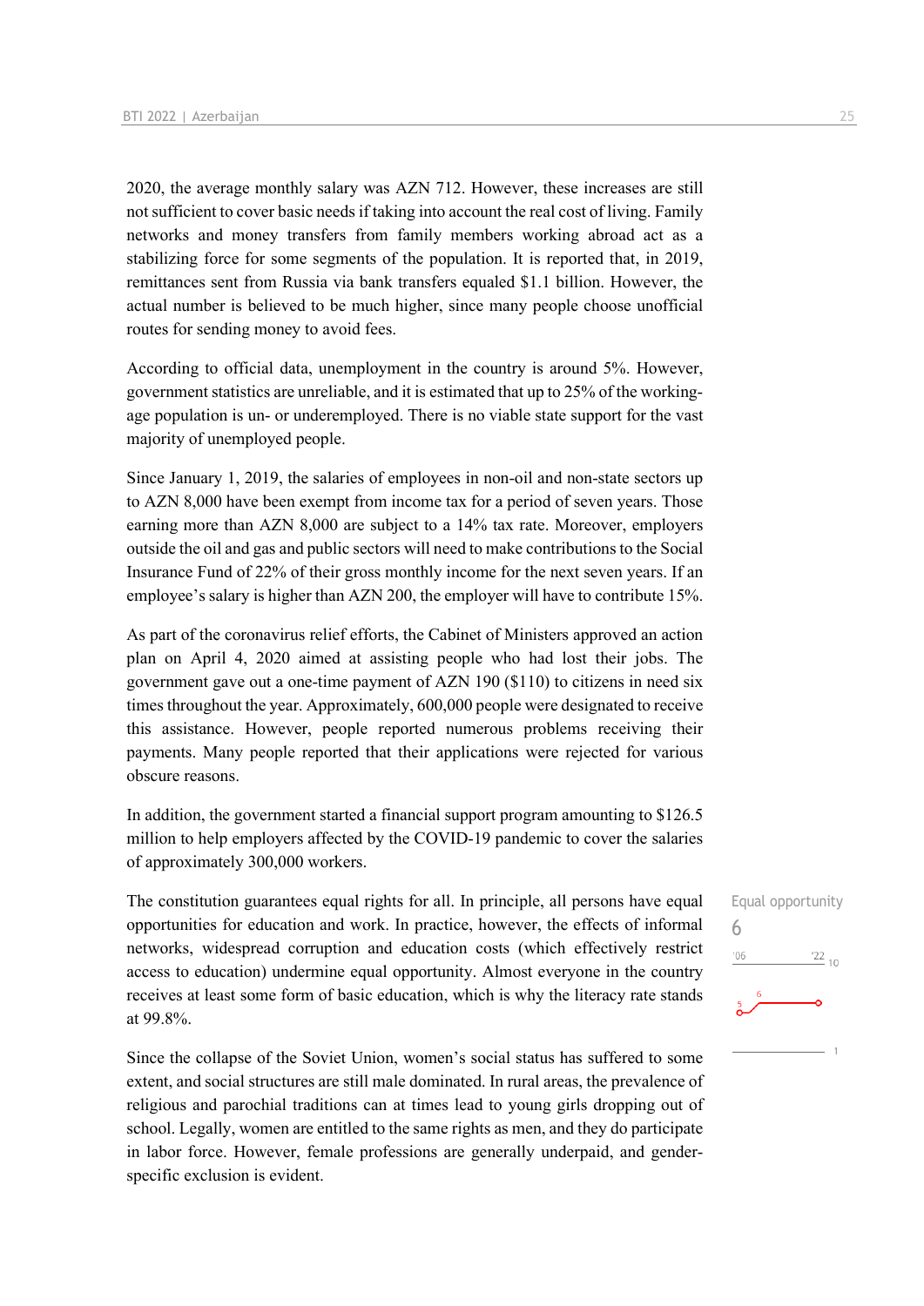2020, the average monthly salary was AZN 712. However, these increases are still not sufficient to cover basic needs if taking into account the real cost of living. Family networks and money transfers from family members working abroad act as a stabilizing force for some segments of the population. It is reported that, in 2019, remittances sent from Russia via bank transfers equaled $1.1 billion. However, the actual number is believed to be much higher, since many people choose unofficial routes for sending money to avoid fees.

According to official data, unemployment in the country is around 5%. However, government statistics are unreliable, and it is estimated that up to 25% of the working-age population is un- or underemployed. There is no viable state support for the vast majority of unemployed people.

Since January 1, 2019, the salaries of employees in non-oil and non-state sectors up to AZN 8,000 have been exempt from income tax for a period of seven years. Those earning more than AZN 8,000 are subject to a 14% tax rate. Moreover, employers outside the oil and gas and public sectors will need to make contributions to the Social Insurance Fund of 22% of their gross monthly income for the next seven years. If an employee's salary is higher than AZN 200, the employer will have to contribute 15%.

As part of the coronavirus relief efforts, the Cabinet of Ministers approved an action plan on April 4, 2020 aimed at assisting people who had lost their jobs. The government gave out a one-time payment of AZN 190 ($110) to citizens in need six times throughout the year. Approximately, 600,000 people were designated to receive this assistance. However, people reported numerous problems receiving their payments. Many people reported that their applications were rejected for various obscure reasons.

In addition, the government started a financial support program amounting to $126.5 million to help employers affected by the COVID-19 pandemic to cover the salaries of approximately 300,000 workers.

Equal opportunity
6

The constitution guarantees equal rights for all. In principle, all persons have equal opportunities for education and work. In practice, however, the effects of informal networks, widespread corruption and education costs (which effectively restrict access to education) undermine equal opportunity. Almost everyone in the country receives at least some form of basic education, which is why the literacy rate stands at 99.8%.

Since the collapse of the Soviet Union, women's social status has suffered to some extent, and social structures are still male dominated. In rural areas, the prevalence of religious and parochial traditions can at times lead to young girls dropping out of school. Legally, women are entitled to the same rights as men, and they do participate in labor force. However, female professions are generally underpaid, and gender-specific exclusion is evident.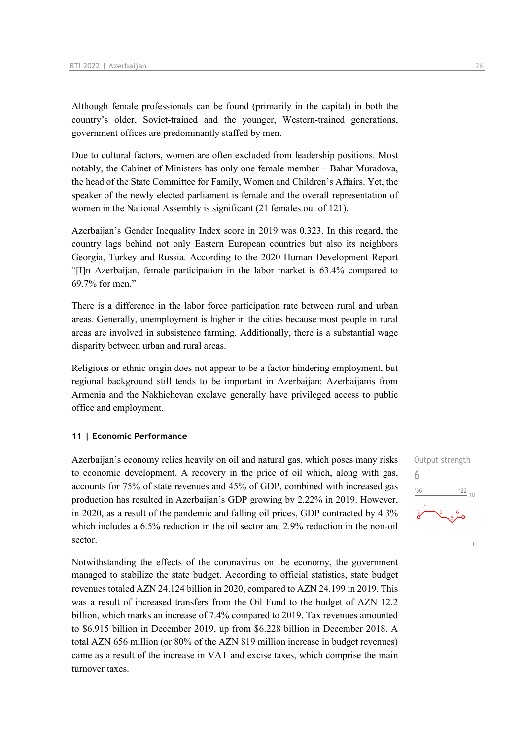Although female professionals can be found (primarily in the capital) in both the country's older, Soviet-trained and the younger, Western-trained generations, government offices are predominantly staffed by men.

Due to cultural factors, women are often excluded from leadership positions. Most notably, the Cabinet of Ministers has only one female member – Bahar Muradova, the head of the State Committee for Family, Women and Children's Affairs. Yet, the speaker of the newly elected parliament is female and the overall representation of women in the National Assembly is significant (21 females out of 121).

Azerbaijan's Gender Inequality Index score in 2019 was 0.323. In this regard, the country lags behind not only Eastern European countries but also its neighbors Georgia, Turkey and Russia. According to the 2020 Human Development Report "[I]n Azerbaijan, female participation in the labor market is 63.4% compared to 69.7% for men."

There is a difference in the labor force participation rate between rural and urban areas. Generally, unemployment is higher in the cities because most people in rural areas are involved in subsistence farming. Additionally, there is a substantial wage disparity between urban and rural areas.

Religious or ethnic origin does not appear to be a factor hindering employment, but regional background still tends to be important in Azerbaijan: Azerbaijanis from Armenia and the Nakhichevan exclave generally have privileged access to public office and employment.

### 11 | Economic Performance

Output strength
6

Azerbaijan's economy relies heavily on oil and natural gas, which poses many risks to economic development. A recovery in the price of oil which, along with gas, accounts for 75% of state revenues and 45% of GDP, combined with increased gas production has resulted in Azerbaijan's GDP growing by 2.22% in 2019. However, in 2020, as a result of the pandemic and falling oil prices, GDP contracted by 4.3% which includes a 6.5% reduction in the oil sector and 2.9% reduction in the non-oil sector.

Notwithstanding the effects of the coronavirus on the economy, the government managed to stabilize the state budget. According to official statistics, state budget revenues totaled AZN 24.124 billion in 2020, compared to AZN 24.199 in 2019. This was a result of increased transfers from the Oil Fund to the budget of AZN 12.2 billion, which marks an increase of 7.4% compared to 2019. Tax revenues amounted to $6.915 billion in December 2019, up from $6.228 billion in December 2018. A total AZN 656 million (or 80% of the AZN 819 million increase in budget revenues) came as a result of the increase in VAT and excise taxes, which comprise the main turnover taxes.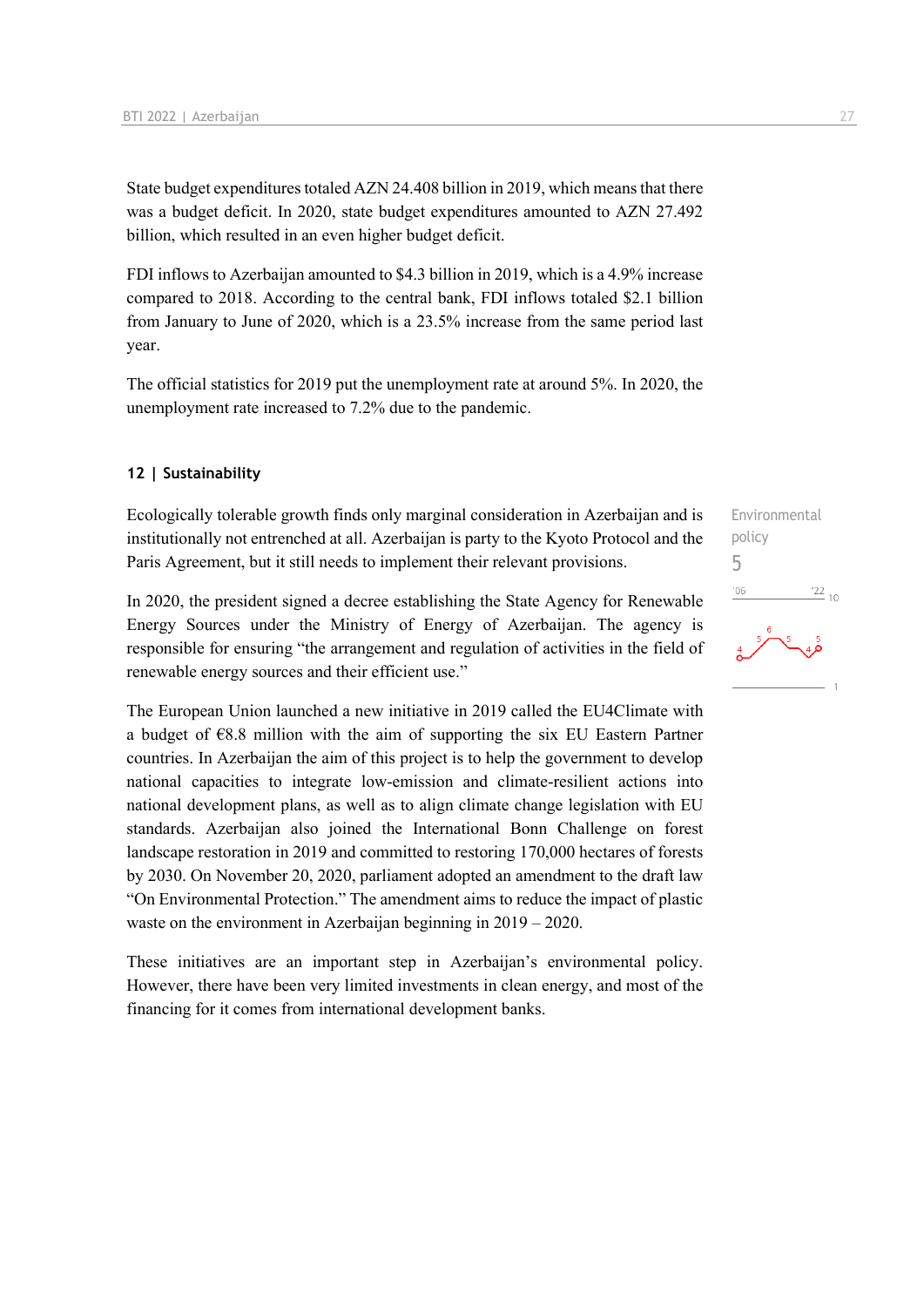State budget expenditures totaled AZN 24.408 billion in 2019, which means that there was a budget deficit. In 2020, state budget expenditures amounted to AZN 27.492 billion, which resulted in an even higher budget deficit.

FDI inflows to Azerbaijan amounted to $4.3 billion in 2019, which is a 4.9% increase compared to 2018. According to the central bank, FDI inflows totaled $2.1 billion from January to June of 2020, which is a 23.5% increase from the same period last year.

The official statistics for 2019 put the unemployment rate at around 5%. In 2020, the unemployment rate increased to 7.2% due to the pandemic.

## 12 | Sustainability

Environmental policy
5

Ecologically tolerable growth finds only marginal consideration in Azerbaijan and is institutionally not entrenched at all. Azerbaijan is party to the Kyoto Protocol and the Paris Agreement, but it still needs to implement their relevant provisions.

In 2020, the president signed a decree establishing the State Agency for Renewable Energy Sources under the Ministry of Energy of Azerbaijan. The agency is responsible for ensuring "the arrangement and regulation of activities in the field of renewable energy sources and their efficient use."

The European Union launched a new initiative in 2019 called the EU4Climate with a budget of €8.8 million with the aim of supporting the six EU Eastern Partner countries. In Azerbaijan the aim of this project is to help the government to develop national capacities to integrate low-emission and climate-resilient actions into national development plans, as well as to align climate change legislation with EU standards. Azerbaijan also joined the International Bonn Challenge on forest landscape restoration in 2019 and committed to restoring 170,000 hectares of forests by 2030. On November 20, 2020, parliament adopted an amendment to the draft law "On Environmental Protection." The amendment aims to reduce the impact of plastic waste on the environment in Azerbaijan beginning in 2019 – 2020.

These initiatives are an important step in Azerbaijan's environmental policy. However, there have been very limited investments in clean energy, and most of the financing for it comes from international development banks.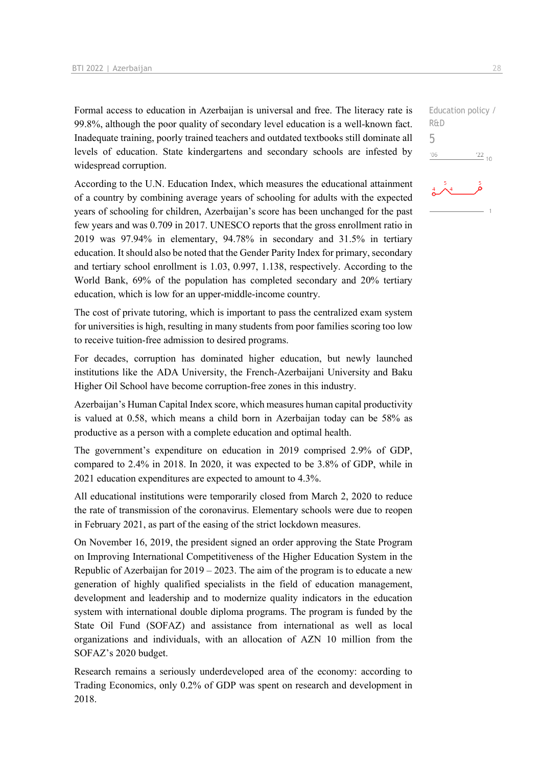Formal access to education in Azerbaijan is universal and free. The literacy rate is 99.8%, although the poor quality of secondary level education is a well-known fact. Inadequate training, poorly trained teachers and outdated textbooks still dominate all levels of education. State kindergartens and secondary schools are infested by widespread corruption.

Education policy / R&D
5

According to the U.N. Education Index, which measures the educational attainment of a country by combining average years of schooling for adults with the expected years of schooling for children, Azerbaijan's score has been unchanged for the past few years and was 0.709 in 2017. UNESCO reports that the gross enrollment ratio in 2019 was 97.94% in elementary, 94.78% in secondary and 31.5% in tertiary education. It should also be noted that the Gender Parity Index for primary, secondary and tertiary school enrollment is 1.03, 0.997, 1.138, respectively. According to the World Bank, 69% of the population has completed secondary and 20% tertiary education, which is low for an upper-middle-income country.

The cost of private tutoring, which is important to pass the centralized exam system for universities is high, resulting in many students from poor families scoring too low to receive tuition-free admission to desired programs.

For decades, corruption has dominated higher education, but newly launched institutions like the ADA University, the French-Azerbaijani University and Baku Higher Oil School have become corruption-free zones in this industry.

Azerbaijan's Human Capital Index score, which measures human capital productivity is valued at 0.58, which means a child born in Azerbaijan today can be 58% as productive as a person with a complete education and optimal health.

The government's expenditure on education in 2019 comprised 2.9% of GDP, compared to 2.4% in 2018. In 2020, it was expected to be 3.8% of GDP, while in 2021 education expenditures are expected to amount to 4.3%.

All educational institutions were temporarily closed from March 2, 2020 to reduce the rate of transmission of the coronavirus. Elementary schools were due to reopen in February 2021, as part of the easing of the strict lockdown measures.

On November 16, 2019, the president signed an order approving the State Program on Improving International Competitiveness of the Higher Education System in the Republic of Azerbaijan for 2019 – 2023. The aim of the program is to educate a new generation of highly qualified specialists in the field of education management, development and leadership and to modernize quality indicators in the education system with international double diploma programs. The program is funded by the State Oil Fund (SOFAZ) and assistance from international as well as local organizations and individuals, with an allocation of AZN 10 million from the SOFAZ's 2020 budget.

Research remains a seriously underdeveloped area of the economy: according to Trading Economics, only 0.2% of GDP was spent on research and development in 2018.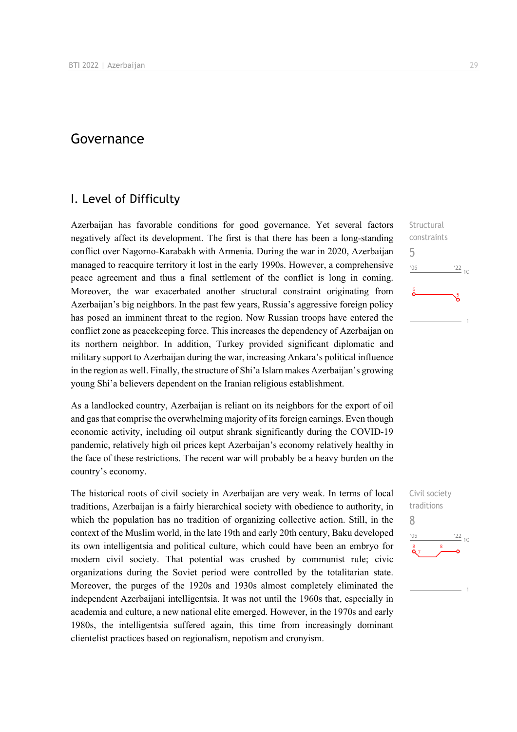# Governance

## I. Level of Difficulty

Structural constraints
5

Azerbaijan has favorable conditions for good governance. Yet several factors negatively affect its development. The first is that there has been a long-standing conflict over Nagorno-Karabakh with Armenia. During the war in 2020, Azerbaijan managed to reacquire territory it lost in the early 1990s. However, a comprehensive peace agreement and thus a final settlement of the conflict is long in coming. Moreover, the war exacerbated another structural constraint originating from Azerbaijan's big neighbors. In the past few years, Russia's aggressive foreign policy has posed an imminent threat to the region. Now Russian troops have entered the conflict zone as peacekeeping force. This increases the dependency of Azerbaijan on its northern neighbor. In addition, Turkey provided significant diplomatic and military support to Azerbaijan during the war, increasing Ankara's political influence in the region as well. Finally, the structure of Shi'a Islam makes Azerbaijan's growing young Shi'a believers dependent on the Iranian religious establishment.

As a landlocked country, Azerbaijan is reliant on its neighbors for the export of oil and gas that comprise the overwhelming majority of its foreign earnings. Even though economic activity, including oil output shrank significantly during the COVID-19 pandemic, relatively high oil prices kept Azerbaijan's economy relatively healthy in the face of these restrictions. The recent war will probably be a heavy burden on the country's economy.

Civil society traditions
8

The historical roots of civil society in Azerbaijan are very weak. In terms of local traditions, Azerbaijan is a fairly hierarchical society with obedience to authority, in which the population has no tradition of organizing collective action. Still, in the context of the Muslim world, in the late 19th and early 20th century, Baku developed its own intelligentsia and political culture, which could have been an embryo for modern civil society. That potential was crushed by communist rule; civic organizations during the Soviet period were controlled by the totalitarian state. Moreover, the purges of the 1920s and 1930s almost completely eliminated the independent Azerbaijani intelligentsia. It was not until the 1960s that, especially in academia and culture, a new national elite emerged. However, in the 1970s and early 1980s, the intelligentsia suffered again, this time from increasingly dominant clientelist practices based on regionalism, nepotism and cronyism.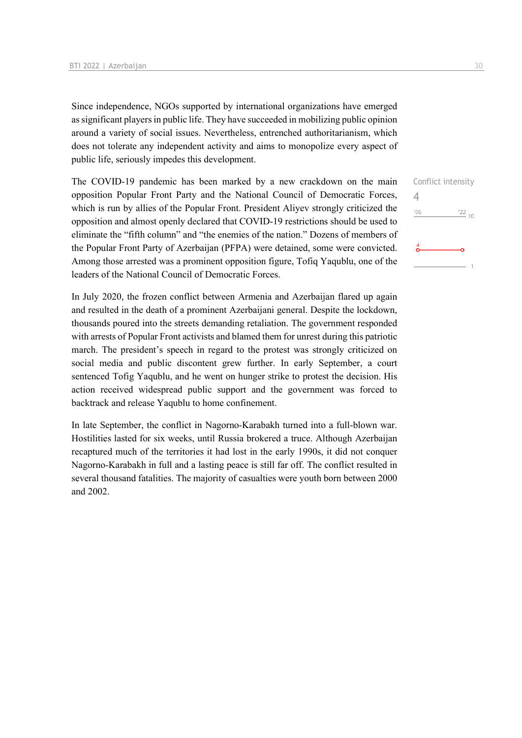Since independence, NGOs supported by international organizations have emerged as significant players in public life. They have succeeded in mobilizing public opinion around a variety of social issues. Nevertheless, entrenched authoritarianism, which does not tolerate any independent activity and aims to monopolize every aspect of public life, seriously impedes this development.

The COVID-19 pandemic has been marked by a new crackdown on the main opposition Popular Front Party and the National Council of Democratic Forces, which is run by allies of the Popular Front. President Aliyev strongly criticized the opposition and almost openly declared that COVID-19 restrictions should be used to eliminate the "fifth column" and "the enemies of the nation." Dozens of members of the Popular Front Party of Azerbaijan (PFPA) were detained, some were convicted. Among those arrested was a prominent opposition figure, Tofiq Yaqublu, one of the leaders of the National Council of Democratic Forces.

Conflict intensity
4

In July 2020, the frozen conflict between Armenia and Azerbaijan flared up again and resulted in the death of a prominent Azerbaijani general. Despite the lockdown, thousands poured into the streets demanding retaliation. The government responded with arrests of Popular Front activists and blamed them for unrest during this patriotic march. The president's speech in regard to the protest was strongly criticized on social media and public discontent grew further. In early September, a court sentenced Tofig Yaqublu, and he went on hunger strike to protest the decision. His action received widespread public support and the government was forced to backtrack and release Yaqublu to home confinement.

In late September, the conflict in Nagorno-Karabakh turned into a full-blown war. Hostilities lasted for six weeks, until Russia brokered a truce. Although Azerbaijan recaptured much of the territories it had lost in the early 1990s, it did not conquer Nagorno-Karabakh in full and a lasting peace is still far off. The conflict resulted in several thousand fatalities. The majority of casualties were youth born between 2000 and 2002.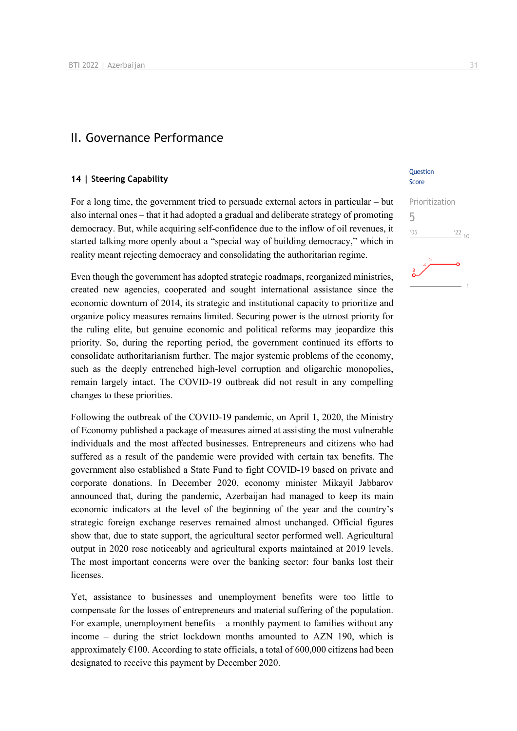## II. Governance Performance

### 14 | Steering Capability

Question Score

Prioritization
5

For a long time, the government tried to persuade external actors in particular – but also internal ones – that it had adopted a gradual and deliberate strategy of promoting democracy. But, while acquiring self-confidence due to the inflow of oil revenues, it started talking more openly about a "special way of building democracy," which in reality meant rejecting democracy and consolidating the authoritarian regime.

Even though the government has adopted strategic roadmaps, reorganized ministries, created new agencies, cooperated and sought international assistance since the economic downturn of 2014, its strategic and institutional capacity to prioritize and organize policy measures remains limited. Securing power is the utmost priority for the ruling elite, but genuine economic and political reforms may jeopardize this priority. So, during the reporting period, the government continued its efforts to consolidate authoritarianism further. The major systemic problems of the economy, such as the deeply entrenched high-level corruption and oligarchic monopolies, remain largely intact. The COVID-19 outbreak did not result in any compelling changes to these priorities.

Following the outbreak of the COVID-19 pandemic, on April 1, 2020, the Ministry of Economy published a package of measures aimed at assisting the most vulnerable individuals and the most affected businesses. Entrepreneurs and citizens who had suffered as a result of the pandemic were provided with certain tax benefits. The government also established a State Fund to fight COVID-19 based on private and corporate donations. In December 2020, economy minister Mikayil Jabbarov announced that, during the pandemic, Azerbaijan had managed to keep its main economic indicators at the level of the beginning of the year and the country's strategic foreign exchange reserves remained almost unchanged. Official figures show that, due to state support, the agricultural sector performed well. Agricultural output in 2020 rose noticeably and agricultural exports maintained at 2019 levels. The most important concerns were over the banking sector: four banks lost their licenses.

Yet, assistance to businesses and unemployment benefits were too little to compensate for the losses of entrepreneurs and material suffering of the population. For example, unemployment benefits – a monthly payment to families without any income – during the strict lockdown months amounted to AZN 190, which is approximately €100. According to state officials, a total of 600,000 citizens had been designated to receive this payment by December 2020.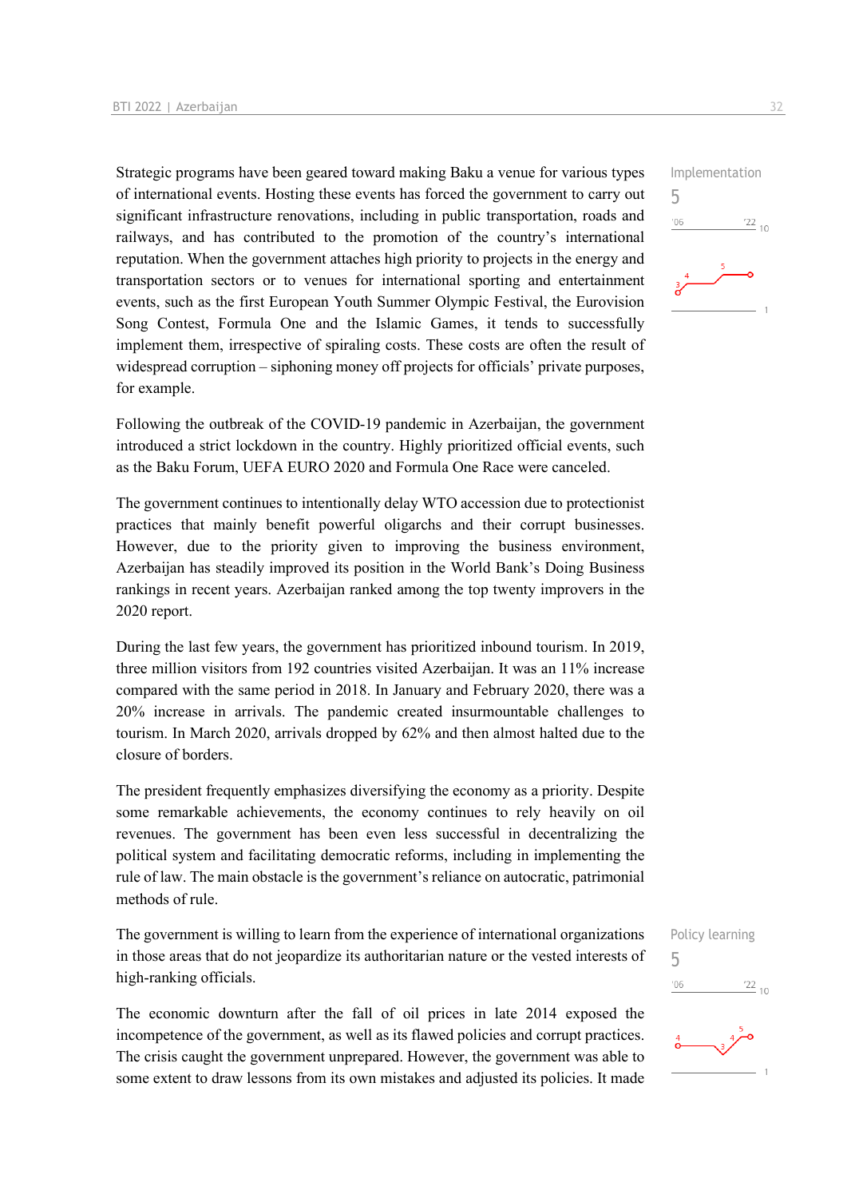Strategic programs have been geared toward making Baku a venue for various types of international events. Hosting these events has forced the government to carry out significant infrastructure renovations, including in public transportation, roads and railways, and has contributed to the promotion of the country's international reputation. When the government attaches high priority to projects in the energy and transportation sectors or to venues for international sporting and entertainment events, such as the first European Youth Summer Olympic Festival, the Eurovision Song Contest, Formula One and the Islamic Games, it tends to successfully implement them, irrespective of spiraling costs. These costs are often the result of widespread corruption – siphoning money off projects for officials' private purposes, for example.

Implementation
5

Following the outbreak of the COVID-19 pandemic in Azerbaijan, the government introduced a strict lockdown in the country. Highly prioritized official events, such as the Baku Forum, UEFA EURO 2020 and Formula One Race were canceled.

The government continues to intentionally delay WTO accession due to protectionist practices that mainly benefit powerful oligarchs and their corrupt businesses. However, due to the priority given to improving the business environment, Azerbaijan has steadily improved its position in the World Bank's Doing Business rankings in recent years. Azerbaijan ranked among the top twenty improvers in the 2020 report.

During the last few years, the government has prioritized inbound tourism. In 2019, three million visitors from 192 countries visited Azerbaijan. It was an 11% increase compared with the same period in 2018. In January and February 2020, there was a 20% increase in arrivals. The pandemic created insurmountable challenges to tourism. In March 2020, arrivals dropped by 62% and then almost halted due to the closure of borders.

The president frequently emphasizes diversifying the economy as a priority. Despite some remarkable achievements, the economy continues to rely heavily on oil revenues. The government has been even less successful in decentralizing the political system and facilitating democratic reforms, including in implementing the rule of law. The main obstacle is the government's reliance on autocratic, patrimonial methods of rule.

The government is willing to learn from the experience of international organizations in those areas that do not jeopardize its authoritarian nature or the vested interests of high-ranking officials.

Policy learning
5

The economic downturn after the fall of oil prices in late 2014 exposed the incompetence of the government, as well as its flawed policies and corrupt practices. The crisis caught the government unprepared. However, the government was able to some extent to draw lessons from its own mistakes and adjusted its policies. It made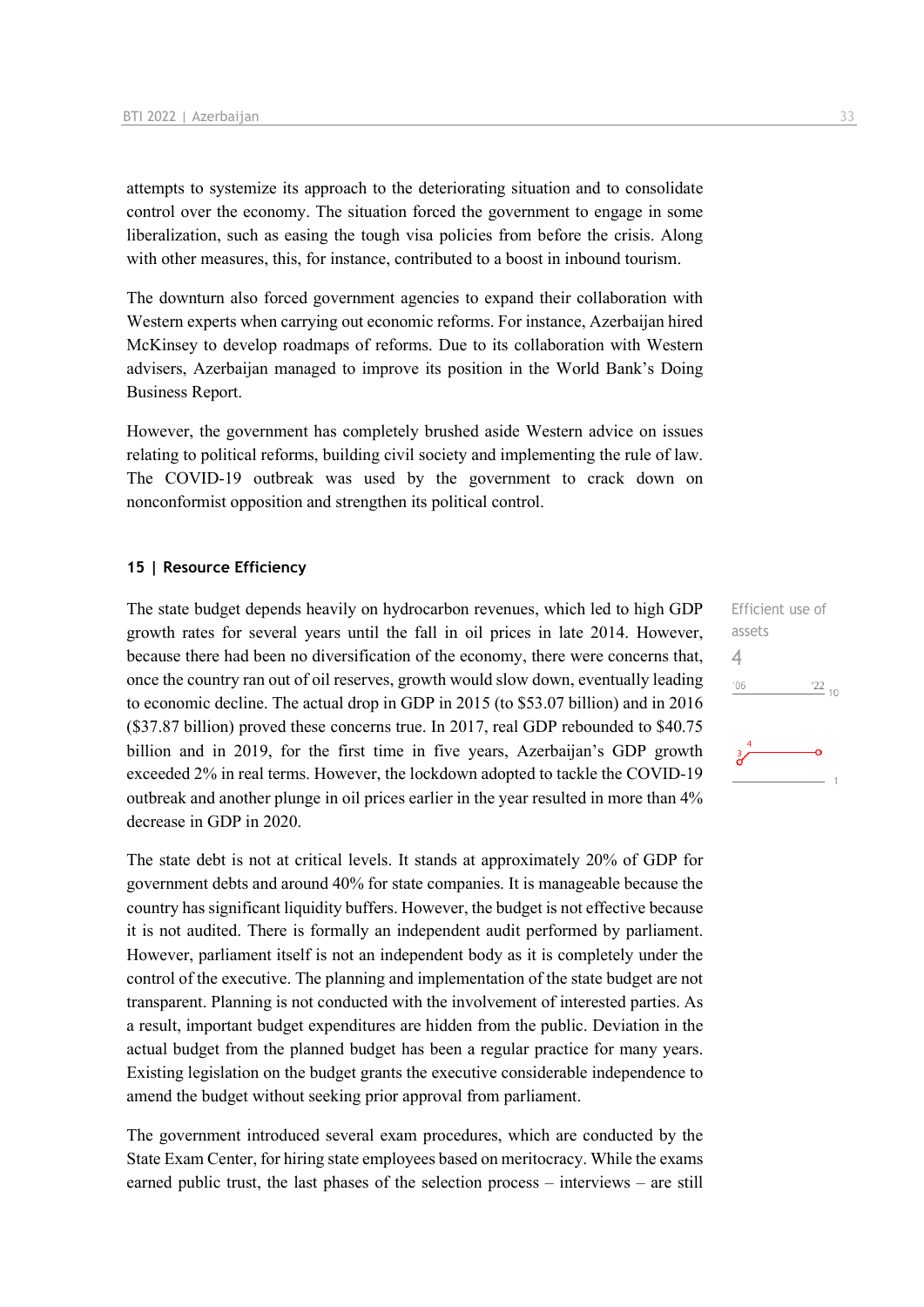attempts to systemize its approach to the deteriorating situation and to consolidate control over the economy. The situation forced the government to engage in some liberalization, such as easing the tough visa policies from before the crisis. Along with other measures, this, for instance, contributed to a boost in inbound tourism.

The downturn also forced government agencies to expand their collaboration with Western experts when carrying out economic reforms. For instance, Azerbaijan hired McKinsey to develop roadmaps of reforms. Due to its collaboration with Western advisers, Azerbaijan managed to improve its position in the World Bank's Doing Business Report.

However, the government has completely brushed aside Western advice on issues relating to political reforms, building civil society and implementing the rule of law. The COVID-19 outbreak was used by the government to crack down on nonconformist opposition and strengthen its political control.

## 15 | Resource Efficiency

Efficient use of assets

4

The state budget depends heavily on hydrocarbon revenues, which led to high GDP growth rates for several years until the fall in oil prices in late 2014. However, because there had been no diversification of the economy, there were concerns that, once the country ran out of oil reserves, growth would slow down, eventually leading to economic decline. The actual drop in GDP in 2015 (to $53.07 billion) and in 2016 ($37.87 billion) proved these concerns true. In 2017, real GDP rebounded to $40.75 billion and in 2019, for the first time in five years, Azerbaijan's GDP growth exceeded 2% in real terms. However, the lockdown adopted to tackle the COVID-19 outbreak and another plunge in oil prices earlier in the year resulted in more than 4% decrease in GDP in 2020.

The state debt is not at critical levels. It stands at approximately 20% of GDP for government debts and around 40% for state companies. It is manageable because the country has significant liquidity buffers. However, the budget is not effective because it is not audited. There is formally an independent audit performed by parliament. However, parliament itself is not an independent body as it is completely under the control of the executive. The planning and implementation of the state budget are not transparent. Planning is not conducted with the involvement of interested parties. As a result, important budget expenditures are hidden from the public. Deviation in the actual budget from the planned budget has been a regular practice for many years. Existing legislation on the budget grants the executive considerable independence to amend the budget without seeking prior approval from parliament.

The government introduced several exam procedures, which are conducted by the State Exam Center, for hiring state employees based on meritocracy. While the exams earned public trust, the last phases of the selection process – interviews – are still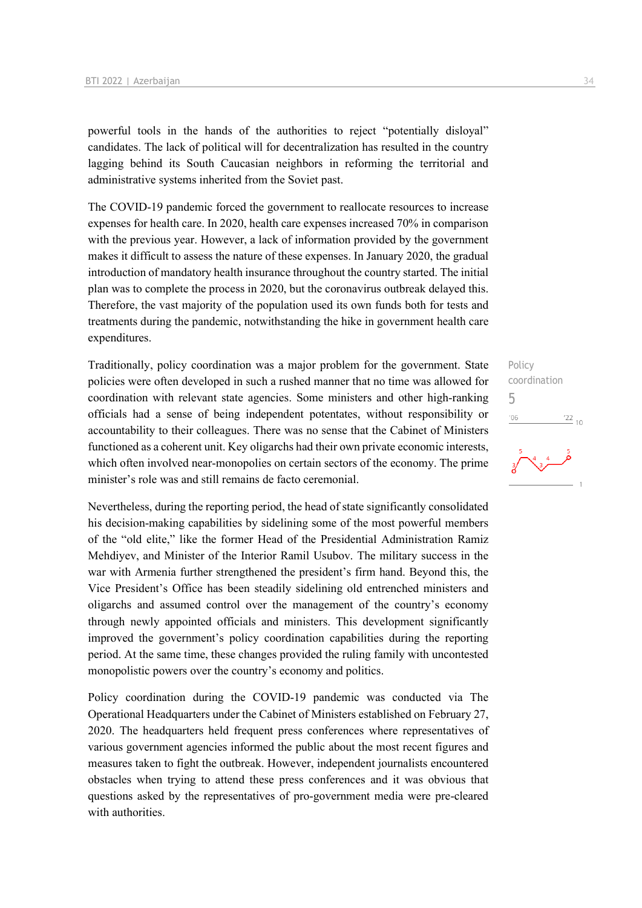powerful tools in the hands of the authorities to reject "potentially disloyal" candidates. The lack of political will for decentralization has resulted in the country lagging behind its South Caucasian neighbors in reforming the territorial and administrative systems inherited from the Soviet past.

The COVID-19 pandemic forced the government to reallocate resources to increase expenses for health care. In 2020, health care expenses increased 70% in comparison with the previous year. However, a lack of information provided by the government makes it difficult to assess the nature of these expenses. In January 2020, the gradual introduction of mandatory health insurance throughout the country started. The initial plan was to complete the process in 2020, but the coronavirus outbreak delayed this. Therefore, the vast majority of the population used its own funds both for tests and treatments during the pandemic, notwithstanding the hike in government health care expenditures.

Policy coordination
5

Traditionally, policy coordination was a major problem for the government. State policies were often developed in such a rushed manner that no time was allowed for coordination with relevant state agencies. Some ministers and other high-ranking officials had a sense of being independent potentates, without responsibility or accountability to their colleagues. There was no sense that the Cabinet of Ministers functioned as a coherent unit. Key oligarchs had their own private economic interests, which often involved near-monopolies on certain sectors of the economy. The prime minister's role was and still remains de facto ceremonial.

Nevertheless, during the reporting period, the head of state significantly consolidated his decision-making capabilities by sidelining some of the most powerful members of the "old elite," like the former Head of the Presidential Administration Ramiz Mehdiyev, and Minister of the Interior Ramil Usubov. The military success in the war with Armenia further strengthened the president's firm hand. Beyond this, the Vice President's Office has been steadily sidelining old entrenched ministers and oligarchs and assumed control over the management of the country's economy through newly appointed officials and ministers. This development significantly improved the government's policy coordination capabilities during the reporting period. At the same time, these changes provided the ruling family with uncontested monopolistic powers over the country's economy and politics.

Policy coordination during the COVID-19 pandemic was conducted via The Operational Headquarters under the Cabinet of Ministers established on February 27, 2020. The headquarters held frequent press conferences where representatives of various government agencies informed the public about the most recent figures and measures taken to fight the outbreak. However, independent journalists encountered obstacles when trying to attend these press conferences and it was obvious that questions asked by the representatives of pro-government media were pre-cleared with authorities.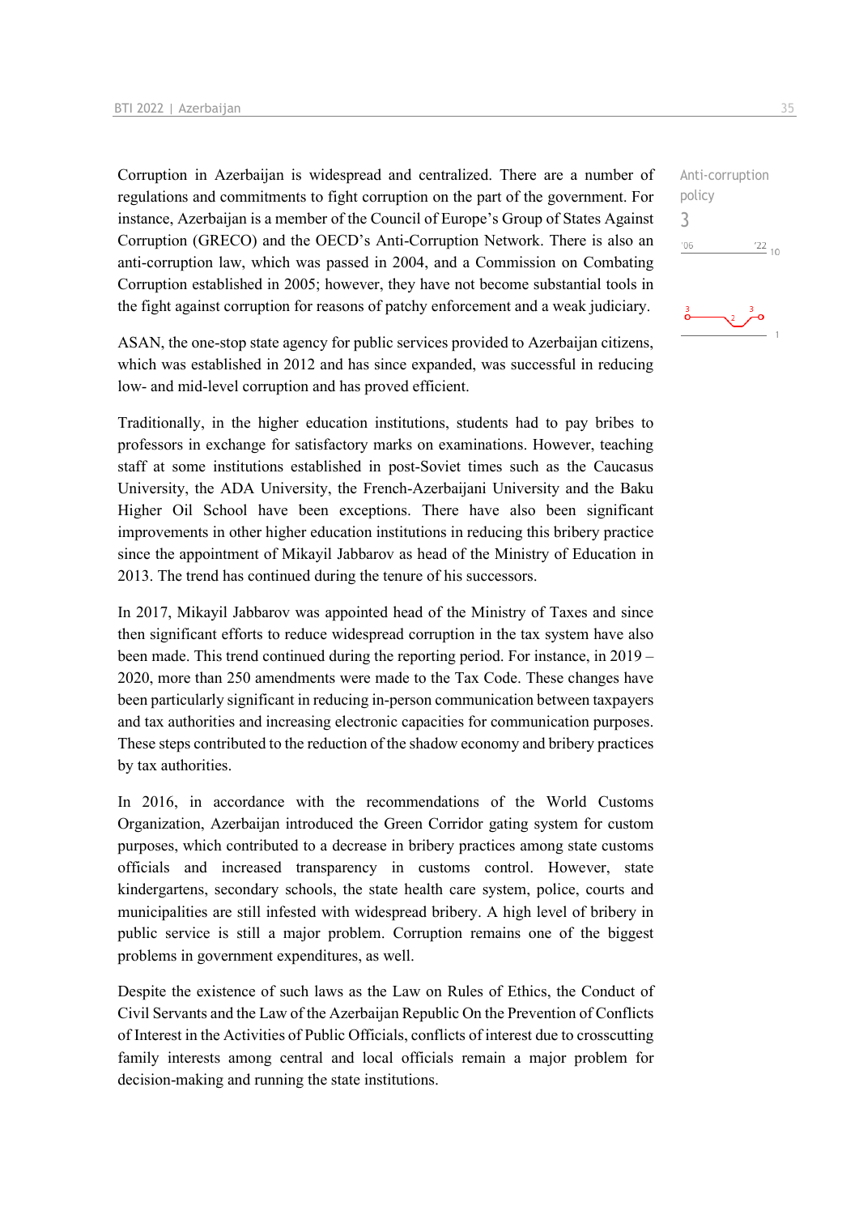Anti-corruption policy

3

Corruption in Azerbaijan is widespread and centralized. There are a number of regulations and commitments to fight corruption on the part of the government. For instance, Azerbaijan is a member of the Council of Europe's Group of States Against Corruption (GRECO) and the OECD's Anti-Corruption Network. There is also an anti-corruption law, which was passed in 2004, and a Commission on Combating Corruption established in 2005; however, they have not become substantial tools in the fight against corruption for reasons of patchy enforcement and a weak judiciary.

ASAN, the one-stop state agency for public services provided to Azerbaijan citizens, which was established in 2012 and has since expanded, was successful in reducing low- and mid-level corruption and has proved efficient.

Traditionally, in the higher education institutions, students had to pay bribes to professors in exchange for satisfactory marks on examinations. However, teaching staff at some institutions established in post-Soviet times such as the Caucasus University, the ADA University, the French-Azerbaijani University and the Baku Higher Oil School have been exceptions. There have also been significant improvements in other higher education institutions in reducing this bribery practice since the appointment of Mikayil Jabbarov as head of the Ministry of Education in 2013. The trend has continued during the tenure of his successors.

In 2017, Mikayil Jabbarov was appointed head of the Ministry of Taxes and since then significant efforts to reduce widespread corruption in the tax system have also been made. This trend continued during the reporting period. For instance, in 2019 – 2020, more than 250 amendments were made to the Tax Code. These changes have been particularly significant in reducing in-person communication between taxpayers and tax authorities and increasing electronic capacities for communication purposes. These steps contributed to the reduction of the shadow economy and bribery practices by tax authorities.

In 2016, in accordance with the recommendations of the World Customs Organization, Azerbaijan introduced the Green Corridor gating system for custom purposes, which contributed to a decrease in bribery practices among state customs officials and increased transparency in customs control. However, state kindergartens, secondary schools, the state health care system, police, courts and municipalities are still infested with widespread bribery. A high level of bribery in public service is still a major problem. Corruption remains one of the biggest problems in government expenditures, as well.

Despite the existence of such laws as the Law on Rules of Ethics, the Conduct of Civil Servants and the Law of the Azerbaijan Republic On the Prevention of Conflicts of Interest in the Activities of Public Officials, conflicts of interest due to crosscutting family interests among central and local officials remain a major problem for decision-making and running the state institutions.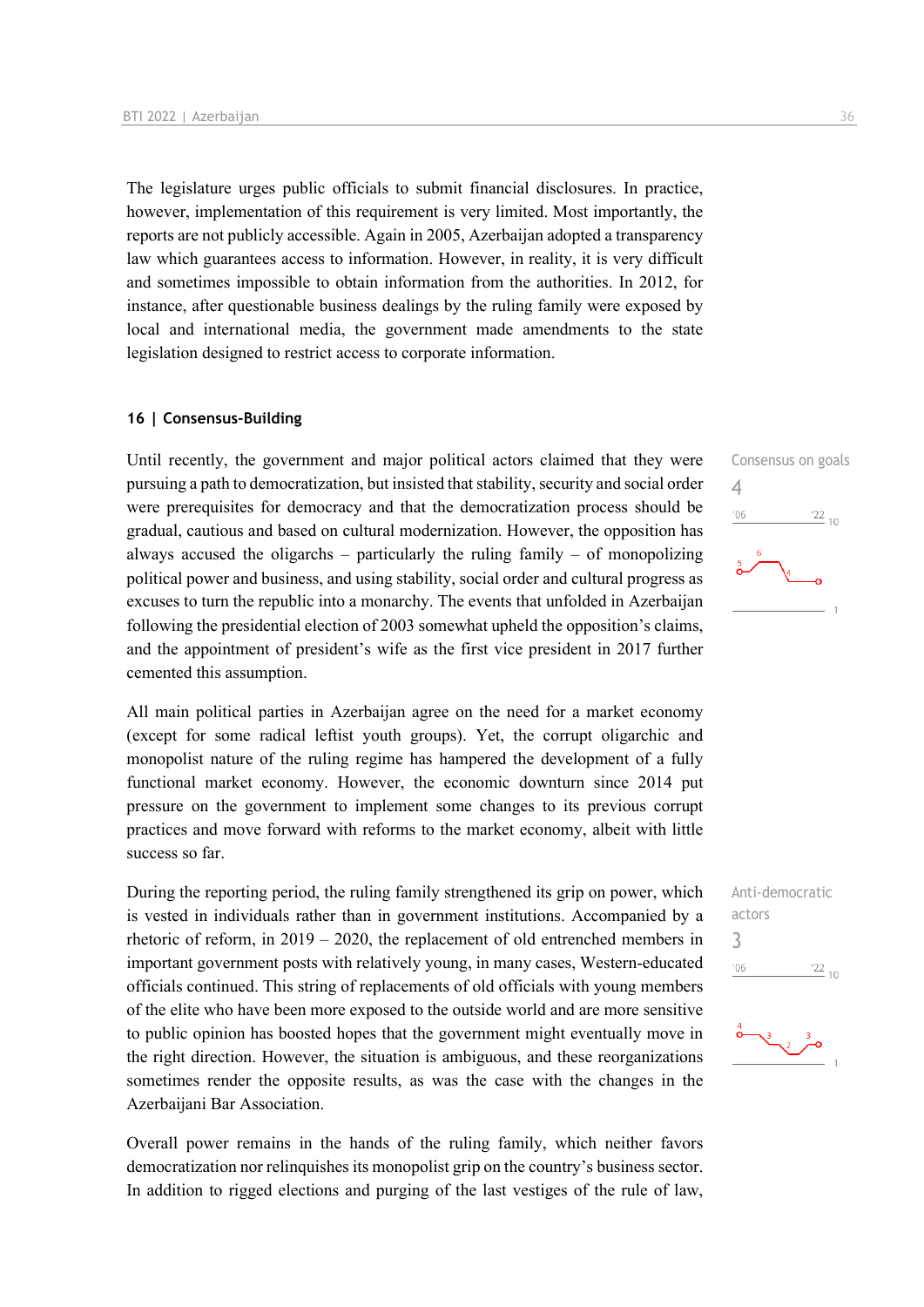The legislature urges public officials to submit financial disclosures. In practice, however, implementation of this requirement is very limited. Most importantly, the reports are not publicly accessible. Again in 2005, Azerbaijan adopted a transparency law which guarantees access to information. However, in reality, it is very difficult and sometimes impossible to obtain information from the authorities. In 2012, for instance, after questionable business dealings by the ruling family were exposed by local and international media, the government made amendments to the state legislation designed to restrict access to corporate information.

## 16 | Consensus-Building

Consensus on goals

4

Until recently, the government and major political actors claimed that they were pursuing a path to democratization, but insisted that stability, security and social order were prerequisites for democracy and that the democratization process should be gradual, cautious and based on cultural modernization. However, the opposition has always accused the oligarchs – particularly the ruling family – of monopolizing political power and business, and using stability, social order and cultural progress as excuses to turn the republic into a monarchy. The events that unfolded in Azerbaijan following the presidential election of 2003 somewhat upheld the opposition's claims, and the appointment of president's wife as the first vice president in 2017 further cemented this assumption.

All main political parties in Azerbaijan agree on the need for a market economy (except for some radical leftist youth groups). Yet, the corrupt oligarchic and monopolist nature of the ruling regime has hampered the development of a fully functional market economy. However, the economic downturn since 2014 put pressure on the government to implement some changes to its previous corrupt practices and move forward with reforms to the market economy, albeit with little success so far.

Anti-democratic actors

3

During the reporting period, the ruling family strengthened its grip on power, which is vested in individuals rather than in government institutions. Accompanied by a rhetoric of reform, in 2019 – 2020, the replacement of old entrenched members in important government posts with relatively young, in many cases, Western-educated officials continued. This string of replacements of old officials with young members of the elite who have been more exposed to the outside world and are more sensitive to public opinion has boosted hopes that the government might eventually move in the right direction. However, the situation is ambiguous, and these reorganizations sometimes render the opposite results, as was the case with the changes in the Azerbaijani Bar Association.

Overall power remains in the hands of the ruling family, which neither favors democratization nor relinquishes its monopolist grip on the country's business sector. In addition to rigged elections and purging of the last vestiges of the rule of law,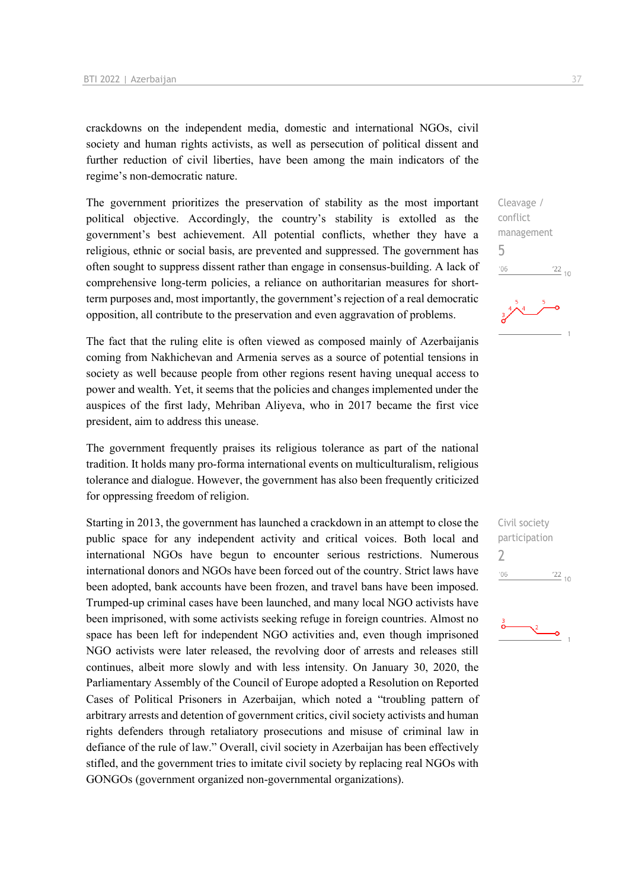crackdowns on the independent media, domestic and international NGOs, civil society and human rights activists, as well as persecution of political dissent and further reduction of civil liberties, have been among the main indicators of the regime's non-democratic nature.

Cleavage / conflict management

5

The government prioritizes the preservation of stability as the most important political objective. Accordingly, the country's stability is extolled as the government's best achievement. All potential conflicts, whether they have a religious, ethnic or social basis, are prevented and suppressed. The government has often sought to suppress dissent rather than engage in consensus-building. A lack of comprehensive long-term policies, a reliance on authoritarian measures for short-term purposes and, most importantly, the government's rejection of a real democratic opposition, all contribute to the preservation and even aggravation of problems.

The fact that the ruling elite is often viewed as composed mainly of Azerbaijanis coming from Nakhichevan and Armenia serves as a source of potential tensions in society as well because people from other regions resent having unequal access to power and wealth. Yet, it seems that the policies and changes implemented under the auspices of the first lady, Mehriban Aliyeva, who in 2017 became the first vice president, aim to address this unease.

The government frequently praises its religious tolerance as part of the national tradition. It holds many pro-forma international events on multiculturalism, religious tolerance and dialogue. However, the government has also been frequently criticized for oppressing freedom of religion.

Civil society participation

2

Starting in 2013, the government has launched a crackdown in an attempt to close the public space for any independent activity and critical voices. Both local and international NGOs have begun to encounter serious restrictions. Numerous international donors and NGOs have been forced out of the country. Strict laws have been adopted, bank accounts have been frozen, and travel bans have been imposed. Trumped-up criminal cases have been launched, and many local NGO activists have been imprisoned, with some activists seeking refuge in foreign countries. Almost no space has been left for independent NGO activities and, even though imprisoned NGO activists were later released, the revolving door of arrests and releases still continues, albeit more slowly and with less intensity. On January 30, 2020, the Parliamentary Assembly of the Council of Europe adopted a Resolution on Reported Cases of Political Prisoners in Azerbaijan, which noted a "troubling pattern of arbitrary arrests and detention of government critics, civil society activists and human rights defenders through retaliatory prosecutions and misuse of criminal law in defiance of the rule of law." Overall, civil society in Azerbaijan has been effectively stifled, and the government tries to imitate civil society by replacing real NGOs with GONGOs (government organized non-governmental organizations).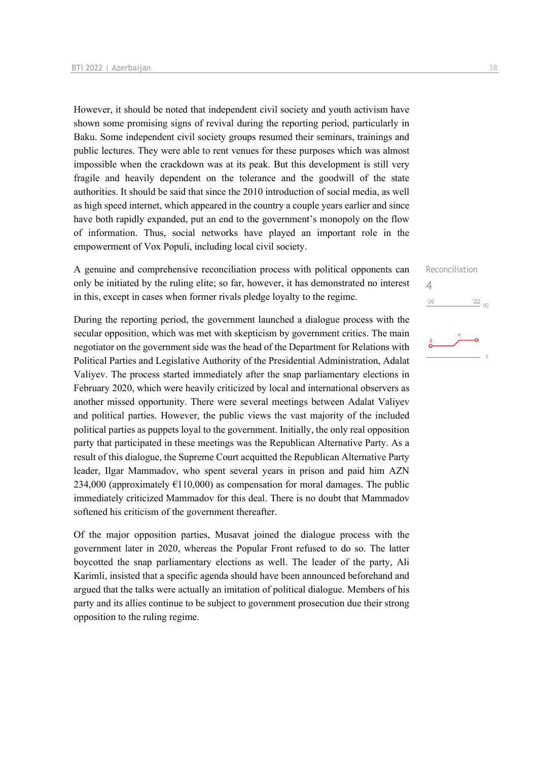However, it should be noted that independent civil society and youth activism have shown some promising signs of revival during the reporting period, particularly in Baku. Some independent civil society groups resumed their seminars, trainings and public lectures. They were able to rent venues for these purposes which was almost impossible when the crackdown was at its peak. But this development is still very fragile and heavily dependent on the tolerance and the goodwill of the state authorities. It should be said that since the 2010 introduction of social media, as well as high speed internet, which appeared in the country a couple years earlier and since have both rapidly expanded, put an end to the government's monopoly on the flow of information. Thus, social networks have played an important role in the empowerment of Vox Populi, including local civil society.

Reconciliation

4

A genuine and comprehensive reconciliation process with political opponents can only be initiated by the ruling elite; so far, however, it has demonstrated no interest in this, except in cases when former rivals pledge loyalty to the regime.

During the reporting period, the government launched a dialogue process with the secular opposition, which was met with skepticism by government critics. The main negotiator on the government side was the head of the Department for Relations with Political Parties and Legislative Authority of the Presidential Administration, Adalat Valiyev. The process started immediately after the snap parliamentary elections in February 2020, which were heavily criticized by local and international observers as another missed opportunity. There were several meetings between Adalat Valiyev and political parties. However, the public views the vast majority of the included political parties as puppets loyal to the government. Initially, the only real opposition party that participated in these meetings was the Republican Alternative Party. As a result of this dialogue, the Supreme Court acquitted the Republican Alternative Party leader, Ilgar Mammadov, who spent several years in prison and paid him AZN 234,000 (approximately €110,000) as compensation for moral damages. The public immediately criticized Mammadov for this deal. There is no doubt that Mammadov softened his criticism of the government thereafter.

Of the major opposition parties, Musavat joined the dialogue process with the government later in 2020, whereas the Popular Front refused to do so. The latter boycotted the snap parliamentary elections as well. The leader of the party, Ali Karimli, insisted that a specific agenda should have been announced beforehand and argued that the talks were actually an imitation of political dialogue. Members of his party and its allies continue to be subject to government prosecution due their strong opposition to the ruling regime.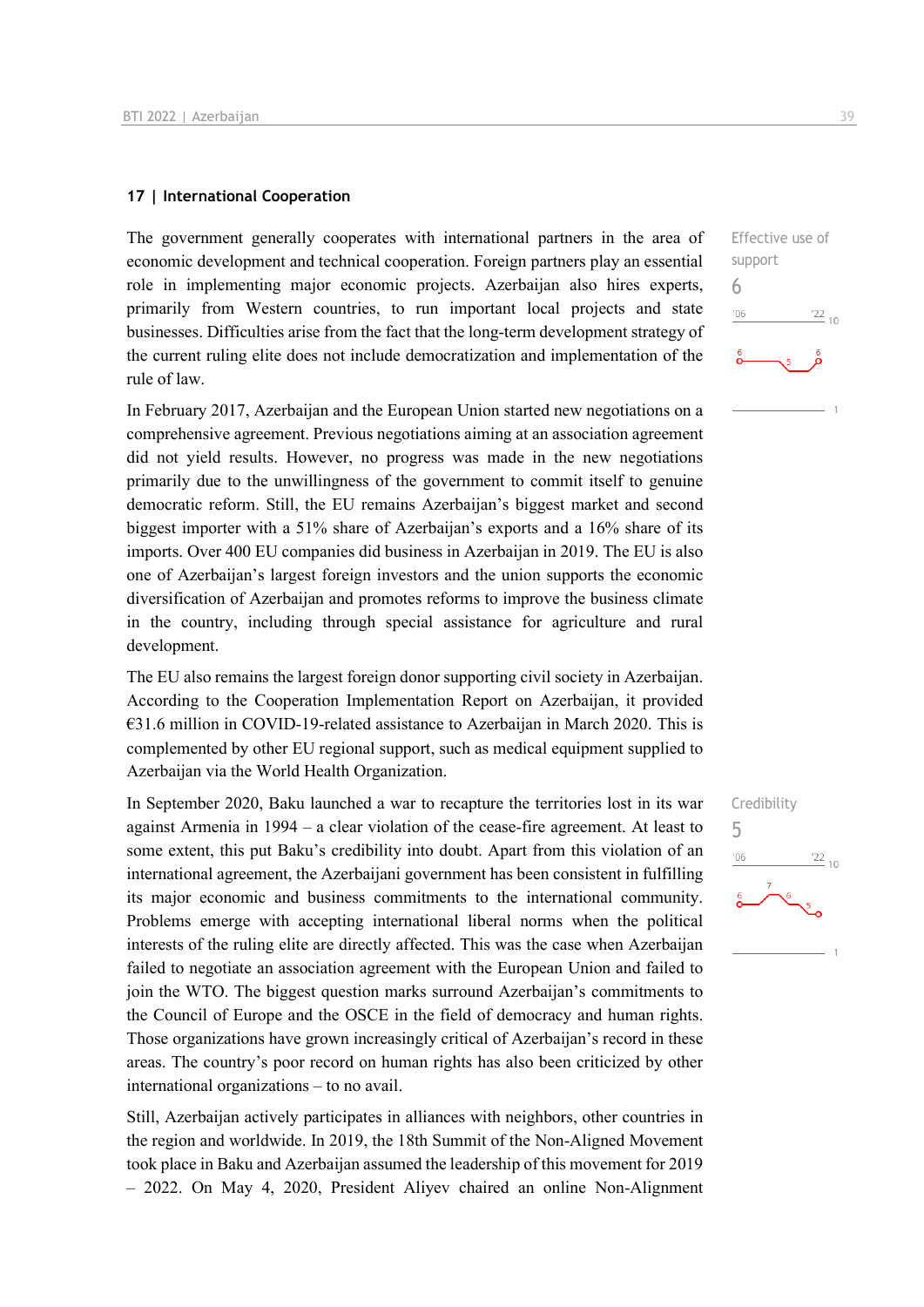## 17 | International Cooperation

Effective use of support
6

The government generally cooperates with international partners in the area of economic development and technical cooperation. Foreign partners play an essential role in implementing major economic projects. Azerbaijan also hires experts, primarily from Western countries, to run important local projects and state businesses. Difficulties arise from the fact that the long-term development strategy of the current ruling elite does not include democratization and implementation of the rule of law.

In February 2017, Azerbaijan and the European Union started new negotiations on a comprehensive agreement. Previous negotiations aiming at an association agreement did not yield results. However, no progress was made in the new negotiations primarily due to the unwillingness of the government to commit itself to genuine democratic reform. Still, the EU remains Azerbaijan's biggest market and second biggest importer with a 51% share of Azerbaijan's exports and a 16% share of its imports. Over 400 EU companies did business in Azerbaijan in 2019. The EU is also one of Azerbaijan's largest foreign investors and the union supports the economic diversification of Azerbaijan and promotes reforms to improve the business climate in the country, including through special assistance for agriculture and rural development.

The EU also remains the largest foreign donor supporting civil society in Azerbaijan. According to the Cooperation Implementation Report on Azerbaijan, it provided €31.6 million in COVID-19-related assistance to Azerbaijan in March 2020. This is complemented by other EU regional support, such as medical equipment supplied to Azerbaijan via the World Health Organization.

Credibility
5

In September 2020, Baku launched a war to recapture the territories lost in its war against Armenia in 1994 – a clear violation of the cease-fire agreement. At least to some extent, this put Baku's credibility into doubt. Apart from this violation of an international agreement, the Azerbaijani government has been consistent in fulfilling its major economic and business commitments to the international community. Problems emerge with accepting international liberal norms when the political interests of the ruling elite are directly affected. This was the case when Azerbaijan failed to negotiate an association agreement with the European Union and failed to join the WTO. The biggest question marks surround Azerbaijan's commitments to the Council of Europe and the OSCE in the field of democracy and human rights. Those organizations have grown increasingly critical of Azerbaijan's record in these areas. The country's poor record on human rights has also been criticized by other international organizations – to no avail.

Still, Azerbaijan actively participates in alliances with neighbors, other countries in the region and worldwide. In 2019, the 18th Summit of the Non-Aligned Movement took place in Baku and Azerbaijan assumed the leadership of this movement for 2019 – 2022. On May 4, 2020, President Aliyev chaired an online Non-Alignment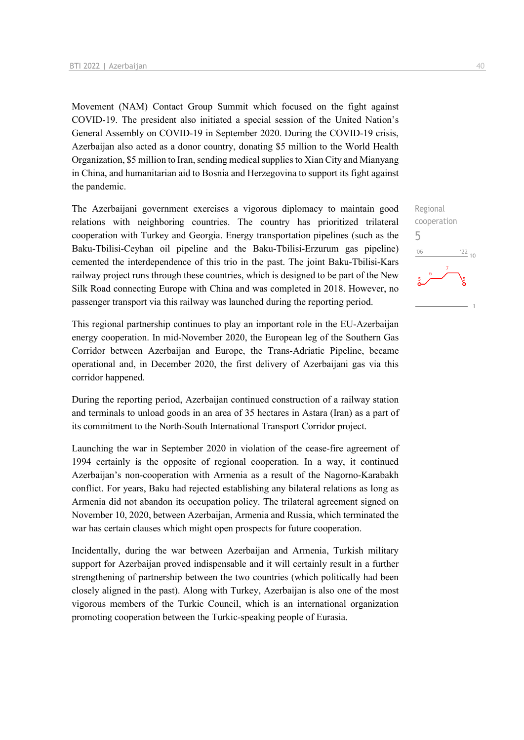Movement (NAM) Contact Group Summit which focused on the fight against COVID-19. The president also initiated a special session of the United Nation's General Assembly on COVID-19 in September 2020. During the COVID-19 crisis, Azerbaijan also acted as a donor country, donating $5 million to the World Health Organization, $5 million to Iran, sending medical supplies to Xian City and Mianyang in China, and humanitarian aid to Bosnia and Herzegovina to support its fight against the pandemic.

Regional cooperation
5

The Azerbaijani government exercises a vigorous diplomacy to maintain good relations with neighboring countries. The country has prioritized trilateral cooperation with Turkey and Georgia. Energy transportation pipelines (such as the Baku-Tbilisi-Ceyhan oil pipeline and the Baku-Tbilisi-Erzurum gas pipeline) cemented the interdependence of this trio in the past. The joint Baku-Tbilisi-Kars railway project runs through these countries, which is designed to be part of the New Silk Road connecting Europe with China and was completed in 2018. However, no passenger transport via this railway was launched during the reporting period.

This regional partnership continues to play an important role in the EU-Azerbaijan energy cooperation. In mid-November 2020, the European leg of the Southern Gas Corridor between Azerbaijan and Europe, the Trans-Adriatic Pipeline, became operational and, in December 2020, the first delivery of Azerbaijani gas via this corridor happened.

During the reporting period, Azerbaijan continued construction of a railway station and terminals to unload goods in an area of 35 hectares in Astara (Iran) as a part of its commitment to the North-South International Transport Corridor project.

Launching the war in September 2020 in violation of the cease-fire agreement of 1994 certainly is the opposite of regional cooperation. In a way, it continued Azerbaijan's non-cooperation with Armenia as a result of the Nagorno-Karabakh conflict. For years, Baku had rejected establishing any bilateral relations as long as Armenia did not abandon its occupation policy. The trilateral agreement signed on November 10, 2020, between Azerbaijan, Armenia and Russia, which terminated the war has certain clauses which might open prospects for future cooperation.

Incidentally, during the war between Azerbaijan and Armenia, Turkish military support for Azerbaijan proved indispensable and it will certainly result in a further strengthening of partnership between the two countries (which politically had been closely aligned in the past). Along with Turkey, Azerbaijan is also one of the most vigorous members of the Turkic Council, which is an international organization promoting cooperation between the Turkic-speaking people of Eurasia.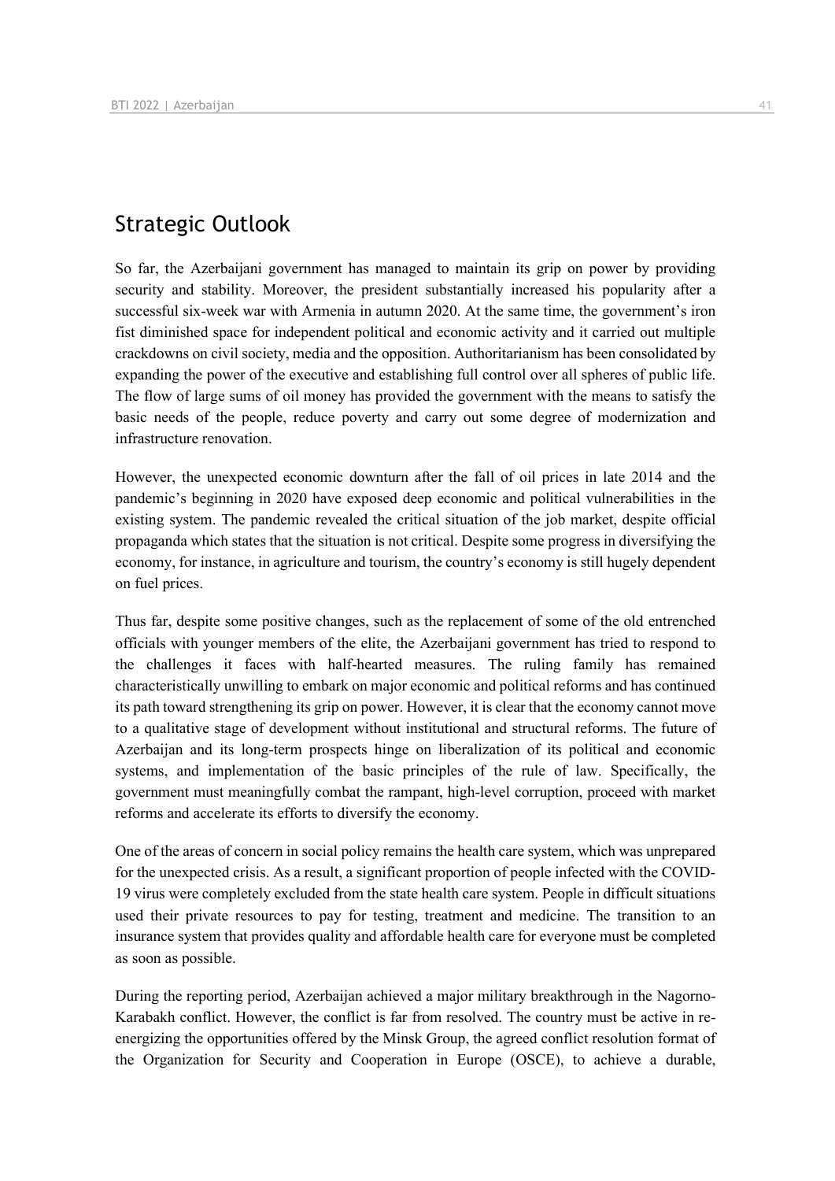## Strategic Outlook

So far, the Azerbaijani government has managed to maintain its grip on power by providing security and stability. Moreover, the president substantially increased his popularity after a successful six-week war with Armenia in autumn 2020. At the same time, the government's iron fist diminished space for independent political and economic activity and it carried out multiple crackdowns on civil society, media and the opposition. Authoritarianism has been consolidated by expanding the power of the executive and establishing full control over all spheres of public life. The flow of large sums of oil money has provided the government with the means to satisfy the basic needs of the people, reduce poverty and carry out some degree of modernization and infrastructure renovation.

However, the unexpected economic downturn after the fall of oil prices in late 2014 and the pandemic's beginning in 2020 have exposed deep economic and political vulnerabilities in the existing system. The pandemic revealed the critical situation of the job market, despite official propaganda which states that the situation is not critical. Despite some progress in diversifying the economy, for instance, in agriculture and tourism, the country's economy is still hugely dependent on fuel prices.

Thus far, despite some positive changes, such as the replacement of some of the old entrenched officials with younger members of the elite, the Azerbaijani government has tried to respond to the challenges it faces with half-hearted measures. The ruling family has remained characteristically unwilling to embark on major economic and political reforms and has continued its path toward strengthening its grip on power. However, it is clear that the economy cannot move to a qualitative stage of development without institutional and structural reforms. The future of Azerbaijan and its long-term prospects hinge on liberalization of its political and economic systems, and implementation of the basic principles of the rule of law. Specifically, the government must meaningfully combat the rampant, high-level corruption, proceed with market reforms and accelerate its efforts to diversify the economy.

One of the areas of concern in social policy remains the health care system, which was unprepared for the unexpected crisis. As a result, a significant proportion of people infected with the COVID-19 virus were completely excluded from the state health care system. People in difficult situations used their private resources to pay for testing, treatment and medicine. The transition to an insurance system that provides quality and affordable health care for everyone must be completed as soon as possible.

During the reporting period, Azerbaijan achieved a major military breakthrough in the Nagorno-Karabakh conflict. However, the conflict is far from resolved. The country must be active in re-energizing the opportunities offered by the Minsk Group, the agreed conflict resolution format of the Organization for Security and Cooperation in Europe (OSCE), to achieve a durable,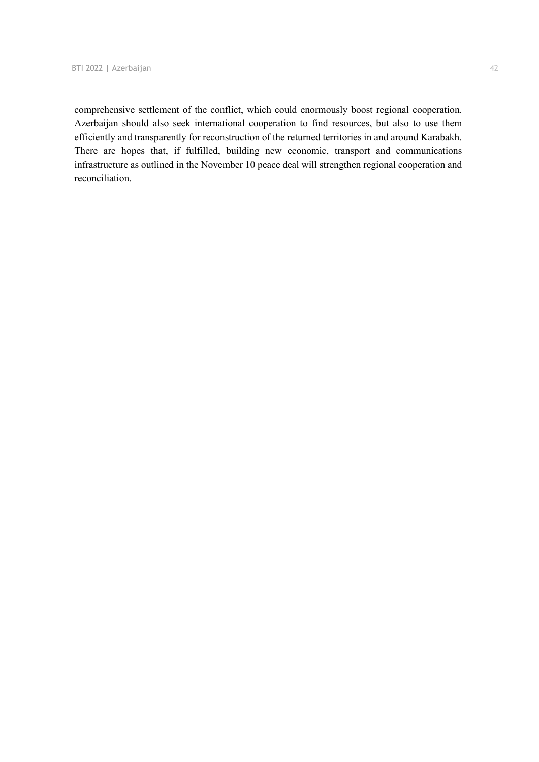comprehensive settlement of the conflict, which could enormously boost regional cooperation. Azerbaijan should also seek international cooperation to find resources, but also to use them efficiently and transparently for reconstruction of the returned territories in and around Karabakh. There are hopes that, if fulfilled, building new economic, transport and communications infrastructure as outlined in the November 10 peace deal will strengthen regional cooperation and reconciliation.